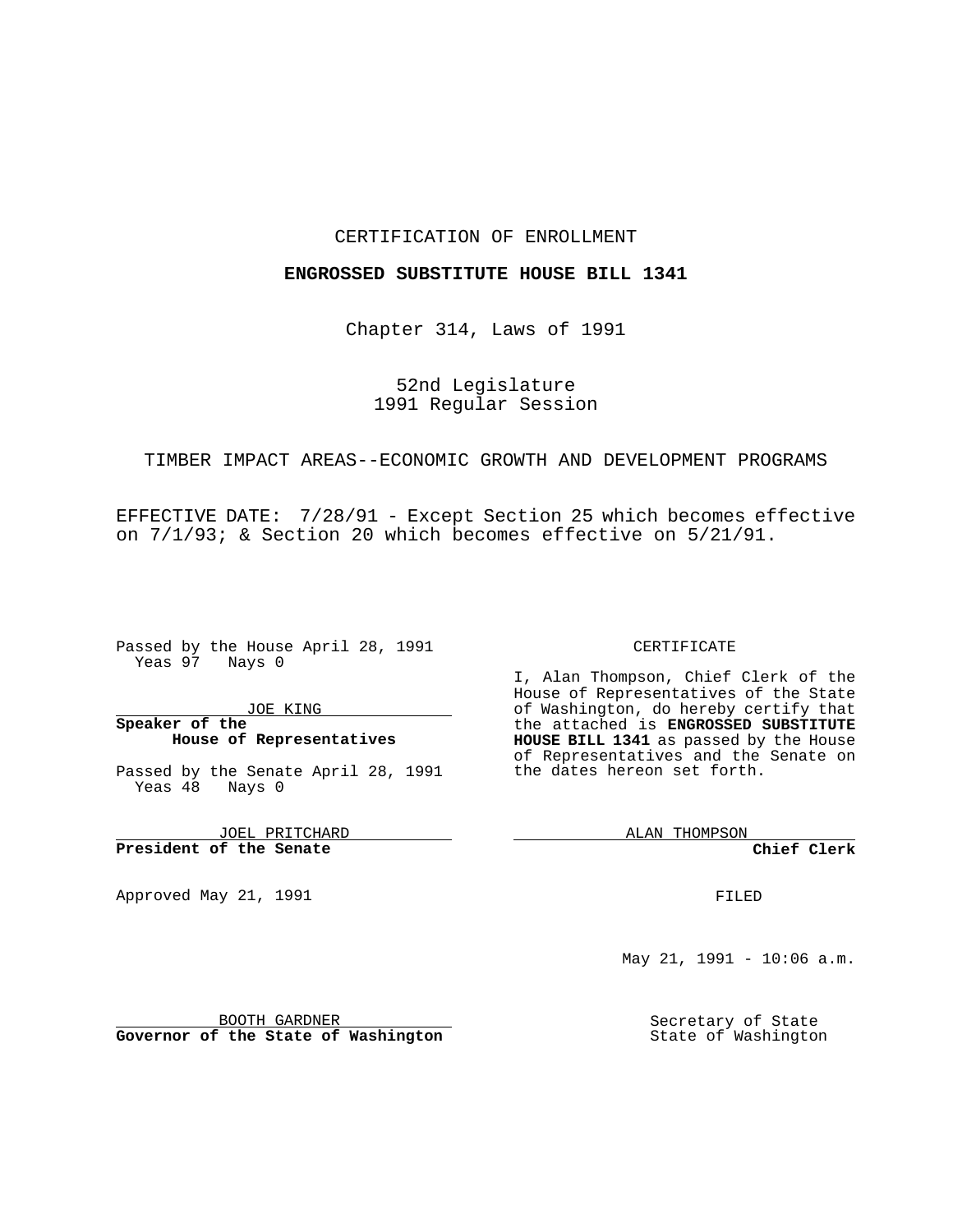CERTIFICATION OF ENROLLMENT

**ENGROSSED SUBSTITUTE HOUSE BILL 1341**

Chapter 314, Laws of 1991

52nd Legislature
1991 Regular Session

TIMBER IMPACT AREAS--ECONOMIC GROWTH AND DEVELOPMENT PROGRAMS

EFFECTIVE DATE: 7/28/91 - Except Section 25 which becomes effective on 7/1/93; & Section 20 which becomes effective on 5/21/91.

Passed by the House April 28, 1991
Yeas 97 Nays 0

JOE KING
**Speaker of the House of Representatives**

Passed by the Senate April 28, 1991
Yeas 48 Nays 0

JOEL PRITCHARD
**President of the Senate**

Approved May 21, 1991

BOOTH GARDNER
**Governor of the State of Washington**

CERTIFICATE

I, Alan Thompson, Chief Clerk of the House of Representatives of the State of Washington, do hereby certify that the attached is **ENGROSSED SUBSTITUTE HOUSE BILL 1341** as passed by the House of Representatives and the Senate on the dates hereon set forth.

ALAN THOMPSON
**Chief Clerk**

FILED

May 21, 1991 - 10:06 a.m.

Secretary of State
State of Washington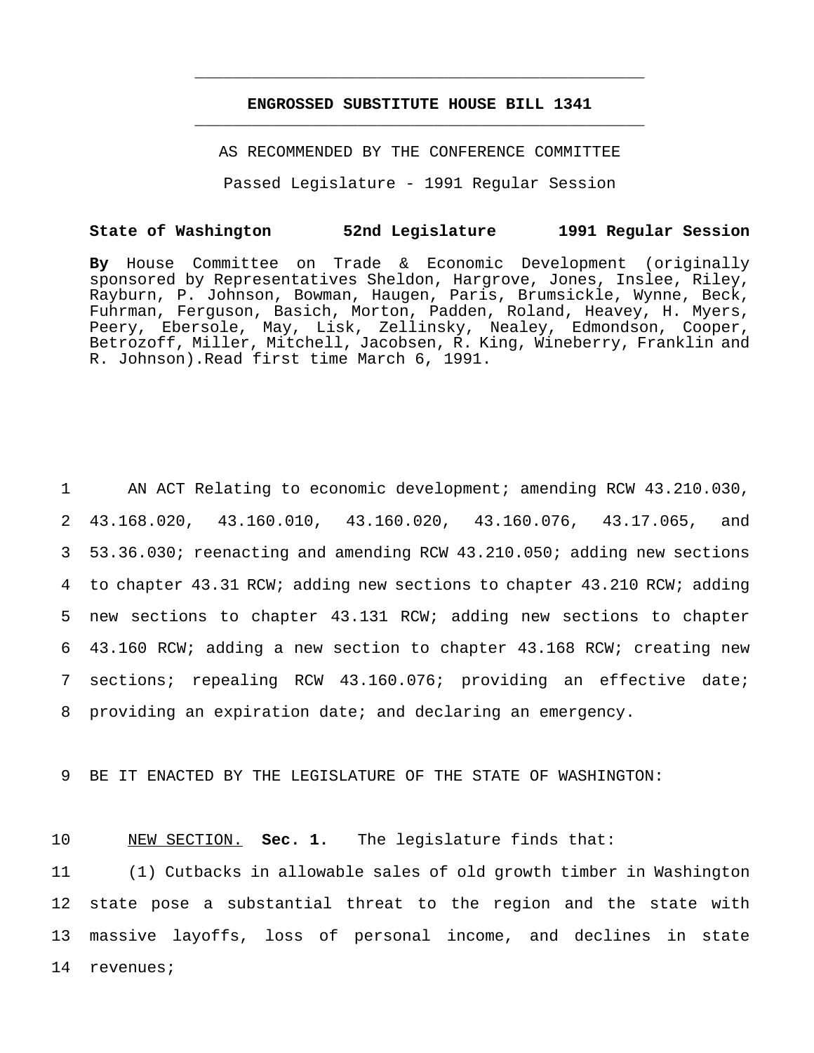# ENGROSSED SUBSTITUTE HOUSE BILL 1341

AS RECOMMENDED BY THE CONFERENCE COMMITTEE

Passed Legislature - 1991 Regular Session

**State of Washington 52nd Legislature 1991 Regular Session**

**By** House Committee on Trade & Economic Development (originally sponsored by Representatives Sheldon, Hargrove, Jones, Inslee, Riley, Rayburn, P. Johnson, Bowman, Haugen, Paris, Brumsickle, Wynne, Beck, Fuhrman, Ferguson, Basich, Morton, Padden, Roland, Heavey, H. Myers, Peery, Ebersole, May, Lisk, Zellinsky, Nealey, Edmondson, Cooper, Betrozoff, Miller, Mitchell, Jacobsen, R. King, Wineberry, Franklin and R. Johnson).Read first time March 6, 1991.

1 AN ACT Relating to economic development; amending RCW 43.210.030, 2 43.168.020, 43.160.010, 43.160.020, 43.160.076, 43.17.065, and 3 53.36.030; reenacting and amending RCW 43.210.050; adding new sections 4 to chapter 43.31 RCW; adding new sections to chapter 43.210 RCW; adding 5 new sections to chapter 43.131 RCW; adding new sections to chapter 6 43.160 RCW; adding a new section to chapter 43.168 RCW; creating new 7 sections; repealing RCW 43.160.076; providing an effective date; 8 providing an expiration date; and declaring an emergency.

9 BE IT ENACTED BY THE LEGISLATURE OF THE STATE OF WASHINGTON:

10 NEW SECTION. **Sec. 1.** The legislature finds that:

11 (1) Cutbacks in allowable sales of old growth timber in Washington 12 state pose a substantial threat to the region and the state with 13 massive layoffs, loss of personal income, and declines in state 14 revenues;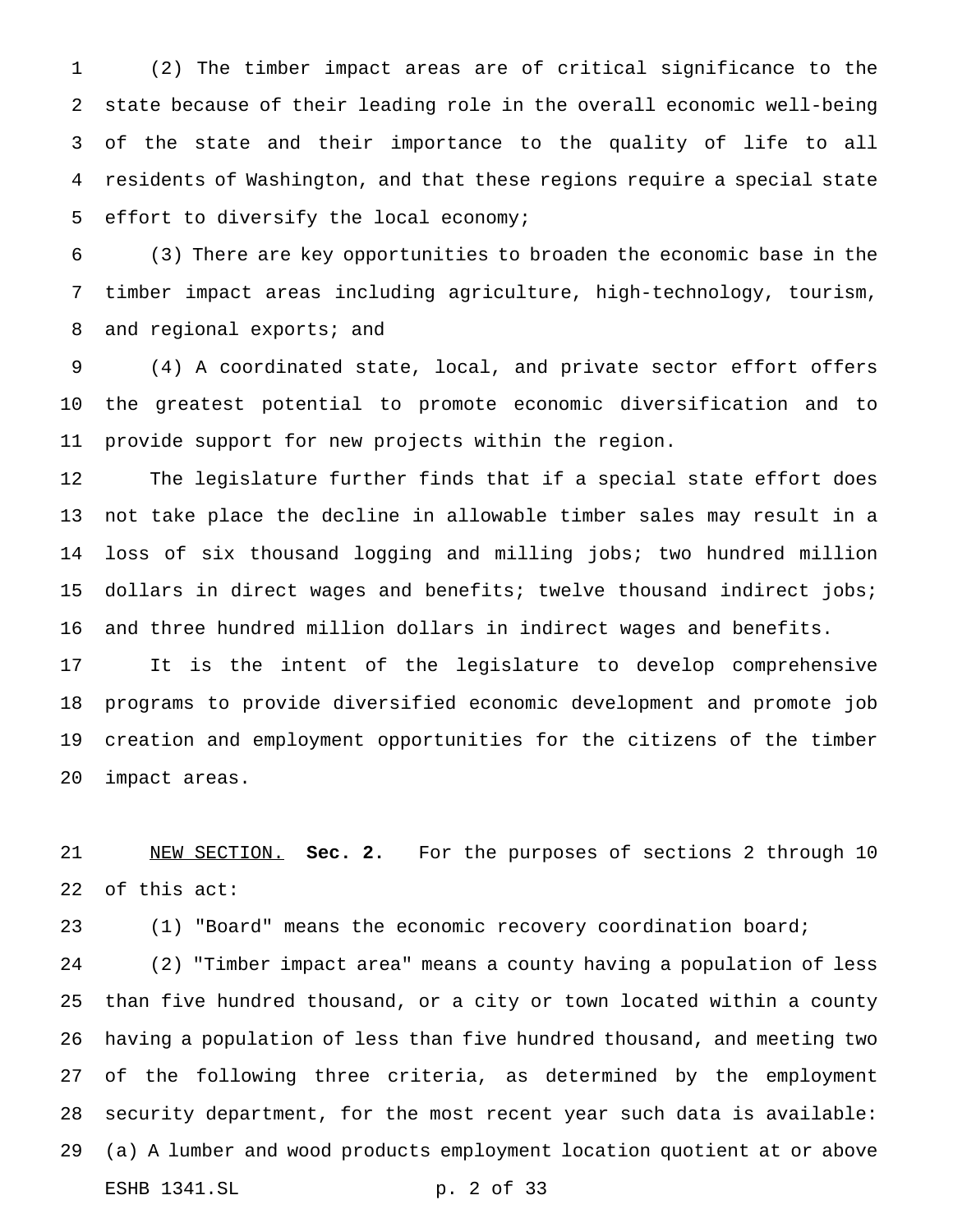(2) The timber impact areas are of critical significance to the state because of their leading role in the overall economic well-being of the state and their importance to the quality of life to all residents of Washington, and that these regions require a special state effort to diversify the local economy;

(3) There are key opportunities to broaden the economic base in the timber impact areas including agriculture, high-technology, tourism, and regional exports; and

(4) A coordinated state, local, and private sector effort offers the greatest potential to promote economic diversification and to provide support for new projects within the region.

The legislature further finds that if a special state effort does not take place the decline in allowable timber sales may result in a loss of six thousand logging and milling jobs; two hundred million dollars in direct wages and benefits; twelve thousand indirect jobs; and three hundred million dollars in indirect wages and benefits.

It is the intent of the legislature to develop comprehensive programs to provide diversified economic development and promote job creation and employment opportunities for the citizens of the timber impact areas.

NEW SECTION. **Sec. 2.** For the purposes of sections 2 through 10 of this act:

(1) "Board" means the economic recovery coordination board;

(2) "Timber impact area" means a county having a population of less than five hundred thousand, or a city or town located within a county having a population of less than five hundred thousand, and meeting two of the following three criteria, as determined by the employment security department, for the most recent year such data is available: (a) A lumber and wood products employment location quotient at or above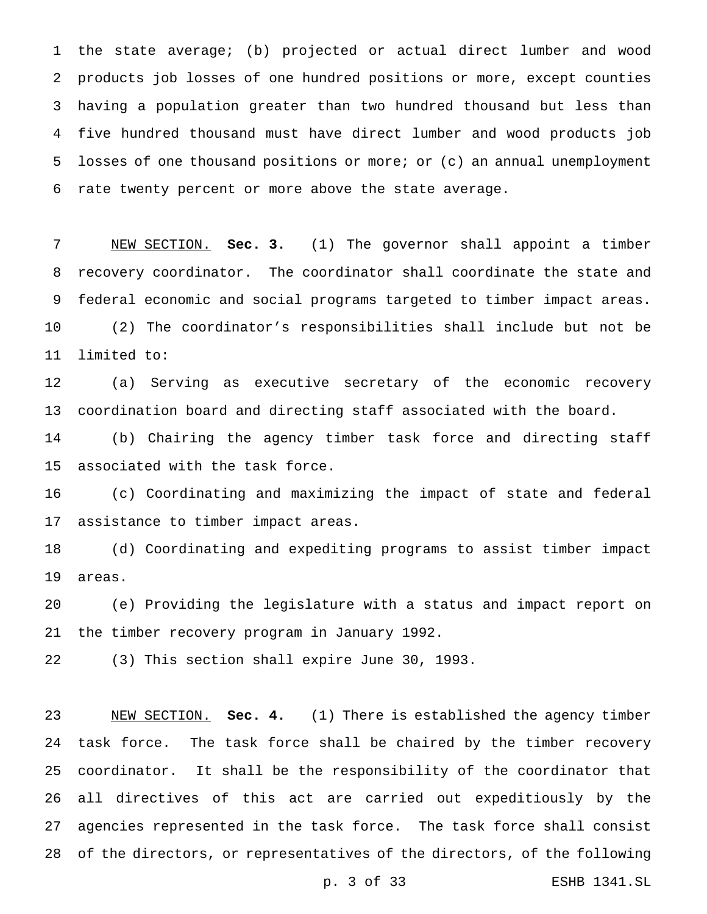the state average; (b) projected or actual direct lumber and wood products job losses of one hundred positions or more, except counties having a population greater than two hundred thousand but less than five hundred thousand must have direct lumber and wood products job losses of one thousand positions or more; or (c) an annual unemployment rate twenty percent or more above the state average.

NEW SECTION. **Sec. 3.** (1) The governor shall appoint a timber recovery coordinator. The coordinator shall coordinate the state and federal economic and social programs targeted to timber impact areas.

(2) The coordinator's responsibilities shall include but not be limited to:

(a) Serving as executive secretary of the economic recovery coordination board and directing staff associated with the board.

(b) Chairing the agency timber task force and directing staff associated with the task force.

(c) Coordinating and maximizing the impact of state and federal assistance to timber impact areas.

(d) Coordinating and expediting programs to assist timber impact areas.

(e) Providing the legislature with a status and impact report on the timber recovery program in January 1992.

(3) This section shall expire June 30, 1993.

NEW SECTION. **Sec. 4.** (1) There is established the agency timber task force. The task force shall be chaired by the timber recovery coordinator. It shall be the responsibility of the coordinator that all directives of this act are carried out expeditiously by the agencies represented in the task force. The task force shall consist of the directors, or representatives of the directors, of the following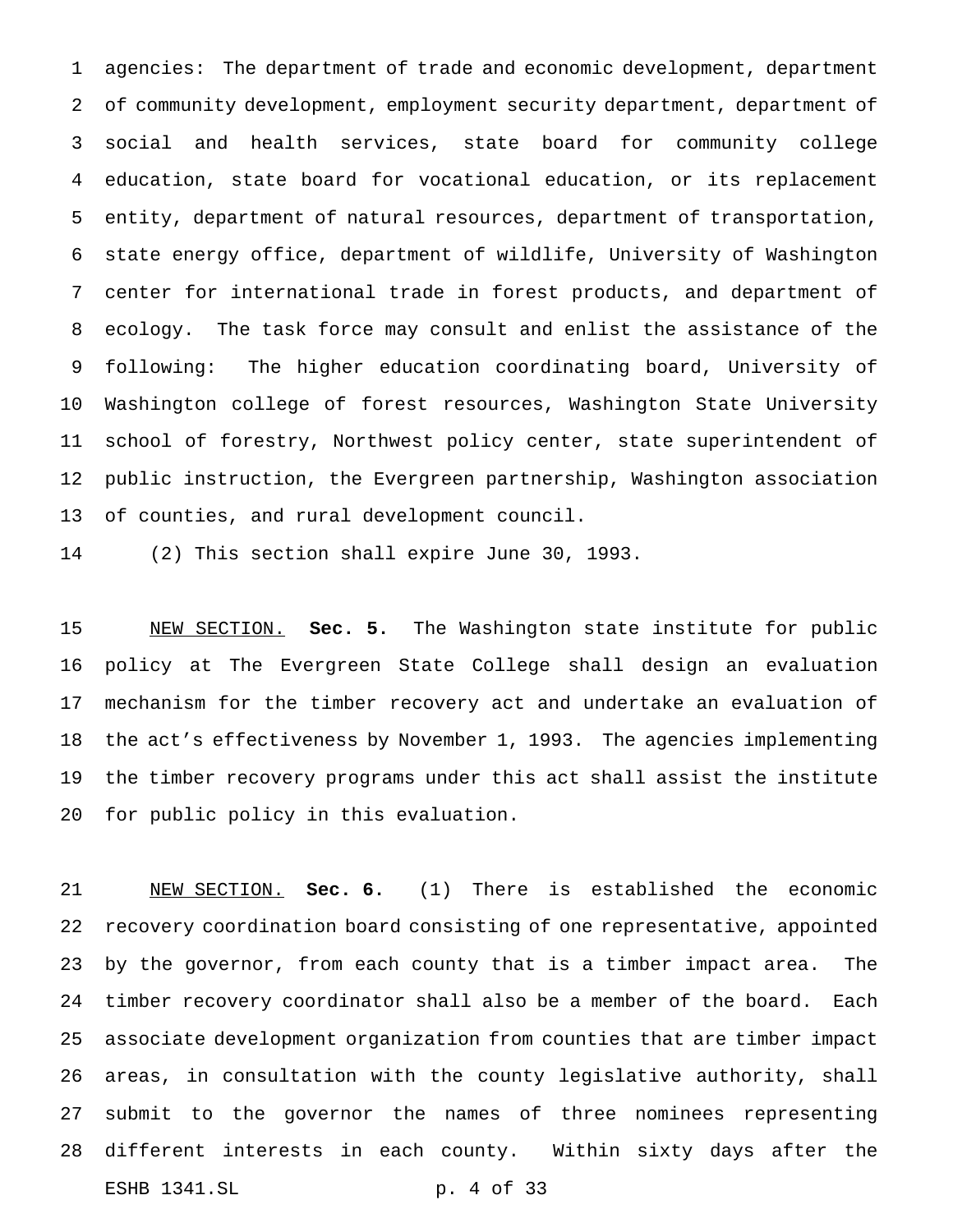agencies: The department of trade and economic development, department of community development, employment security department, department of social and health services, state board for community college education, state board for vocational education, or its replacement entity, department of natural resources, department of transportation, state energy office, department of wildlife, University of Washington center for international trade in forest products, and department of ecology. The task force may consult and enlist the assistance of the following: The higher education coordinating board, University of Washington college of forest resources, Washington State University school of forestry, Northwest policy center, state superintendent of public instruction, the Evergreen partnership, Washington association of counties, and rural development council.

(2) This section shall expire June 30, 1993.

NEW SECTION. **Sec. 5.** The Washington state institute for public policy at The Evergreen State College shall design an evaluation mechanism for the timber recovery act and undertake an evaluation of the act's effectiveness by November 1, 1993. The agencies implementing the timber recovery programs under this act shall assist the institute for public policy in this evaluation.

NEW SECTION. **Sec. 6.** (1) There is established the economic recovery coordination board consisting of one representative, appointed by the governor, from each county that is a timber impact area. The timber recovery coordinator shall also be a member of the board. Each associate development organization from counties that are timber impact areas, in consultation with the county legislative authority, shall submit to the governor the names of three nominees representing different interests in each county. Within sixty days after the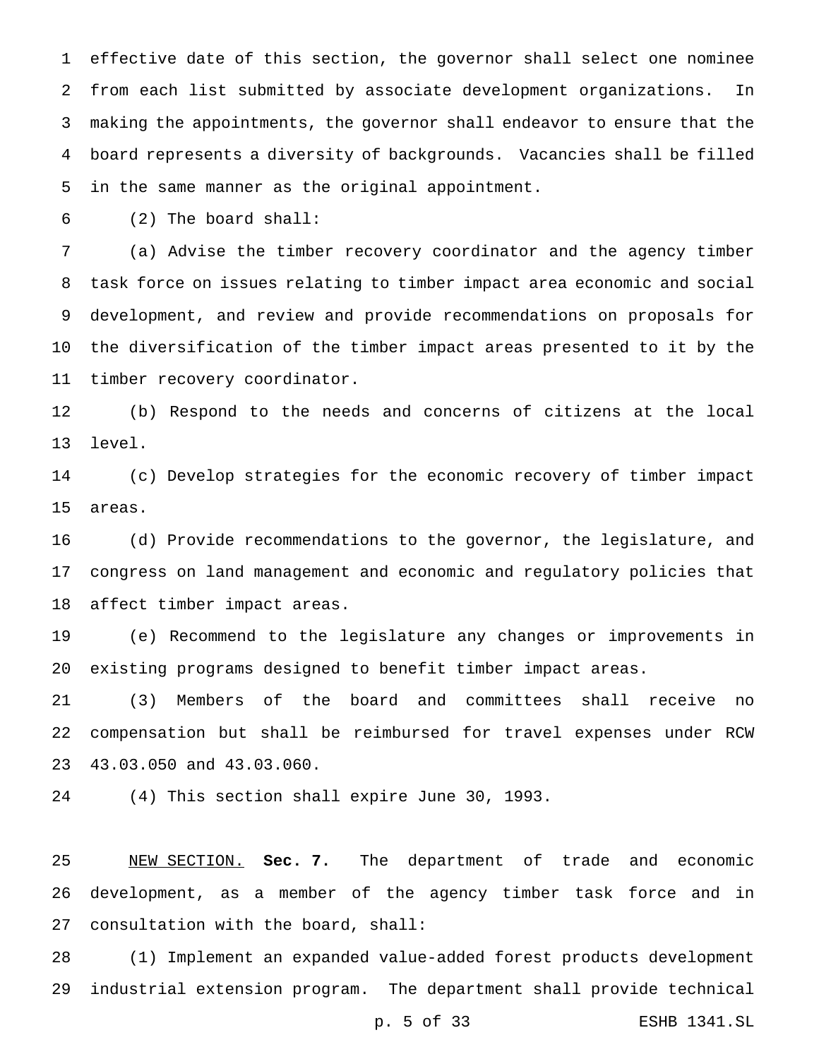effective date of this section, the governor shall select one nominee from each list submitted by associate development organizations. In making the appointments, the governor shall endeavor to ensure that the board represents a diversity of backgrounds. Vacancies shall be filled in the same manner as the original appointment.

(2) The board shall:

(a) Advise the timber recovery coordinator and the agency timber task force on issues relating to timber impact area economic and social development, and review and provide recommendations on proposals for the diversification of the timber impact areas presented to it by the timber recovery coordinator.

(b) Respond to the needs and concerns of citizens at the local level.

(c) Develop strategies for the economic recovery of timber impact areas.

(d) Provide recommendations to the governor, the legislature, and congress on land management and economic and regulatory policies that affect timber impact areas.

(e) Recommend to the legislature any changes or improvements in existing programs designed to benefit timber impact areas.

(3) Members of the board and committees shall receive no compensation but shall be reimbursed for travel expenses under RCW 43.03.050 and 43.03.060.

(4) This section shall expire June 30, 1993.

NEW SECTION. **Sec. 7.** The department of trade and economic development, as a member of the agency timber task force and in consultation with the board, shall:

(1) Implement an expanded value-added forest products development industrial extension program. The department shall provide technical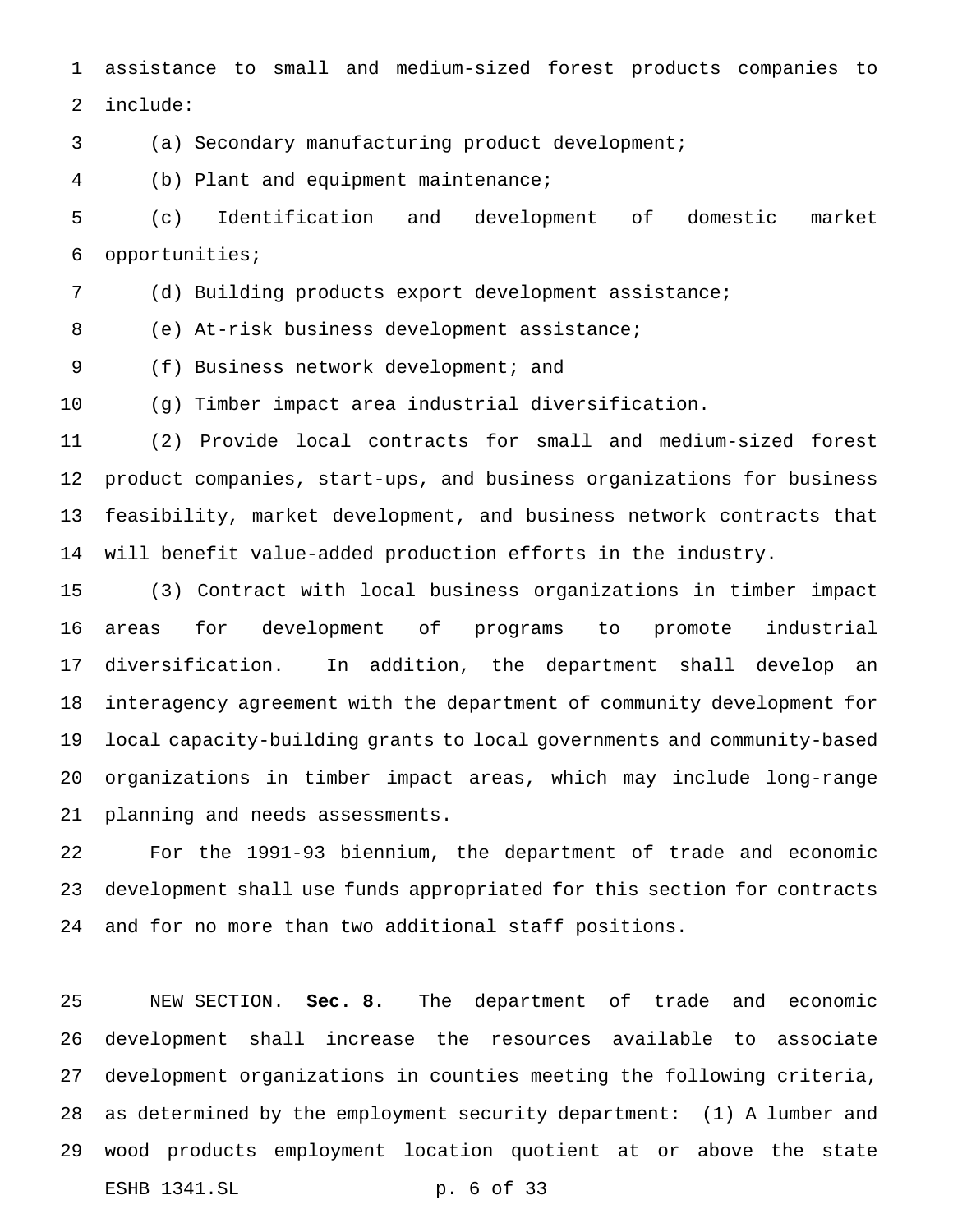assistance to small and medium-sized forest products companies to include:

(a) Secondary manufacturing product development;

(b) Plant and equipment maintenance;

(c) Identification and development of domestic market opportunities;

(d) Building products export development assistance;

(e) At-risk business development assistance;

(f) Business network development; and

(g) Timber impact area industrial diversification.

(2) Provide local contracts for small and medium-sized forest product companies, start-ups, and business organizations for business feasibility, market development, and business network contracts that will benefit value-added production efforts in the industry.

(3) Contract with local business organizations in timber impact areas for development of programs to promote industrial diversification. In addition, the department shall develop an interagency agreement with the department of community development for local capacity-building grants to local governments and community-based organizations in timber impact areas, which may include long-range planning and needs assessments.

For the 1991-93 biennium, the department of trade and economic development shall use funds appropriated for this section for contracts and for no more than two additional staff positions.

NEW SECTION. **Sec. 8.** The department of trade and economic development shall increase the resources available to associate development organizations in counties meeting the following criteria, as determined by the employment security department: (1) A lumber and wood products employment location quotient at or above the state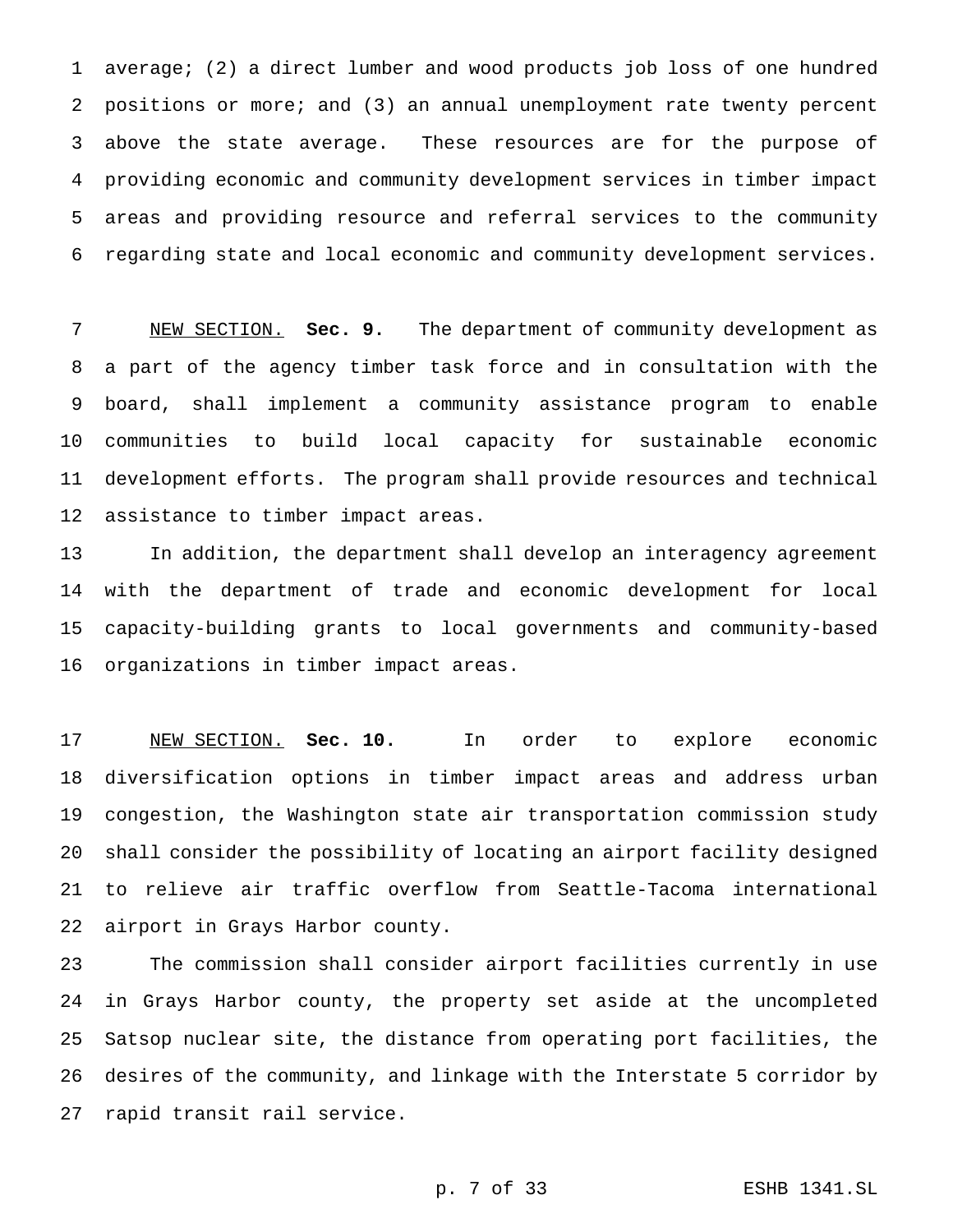average; (2) a direct lumber and wood products job loss of one hundred positions or more; and (3) an annual unemployment rate twenty percent above the state average. These resources are for the purpose of providing economic and community development services in timber impact areas and providing resource and referral services to the community regarding state and local economic and community development services.

NEW SECTION. **Sec. 9.** The department of community development as a part of the agency timber task force and in consultation with the board, shall implement a community assistance program to enable communities to build local capacity for sustainable economic development efforts. The program shall provide resources and technical assistance to timber impact areas.

In addition, the department shall develop an interagency agreement with the department of trade and economic development for local capacity-building grants to local governments and community-based organizations in timber impact areas.

NEW SECTION. **Sec. 10.** In order to explore economic diversification options in timber impact areas and address urban congestion, the Washington state air transportation commission study shall consider the possibility of locating an airport facility designed to relieve air traffic overflow from Seattle-Tacoma international airport in Grays Harbor county.

The commission shall consider airport facilities currently in use in Grays Harbor county, the property set aside at the uncompleted Satsop nuclear site, the distance from operating port facilities, the desires of the community, and linkage with the Interstate 5 corridor by rapid transit rail service.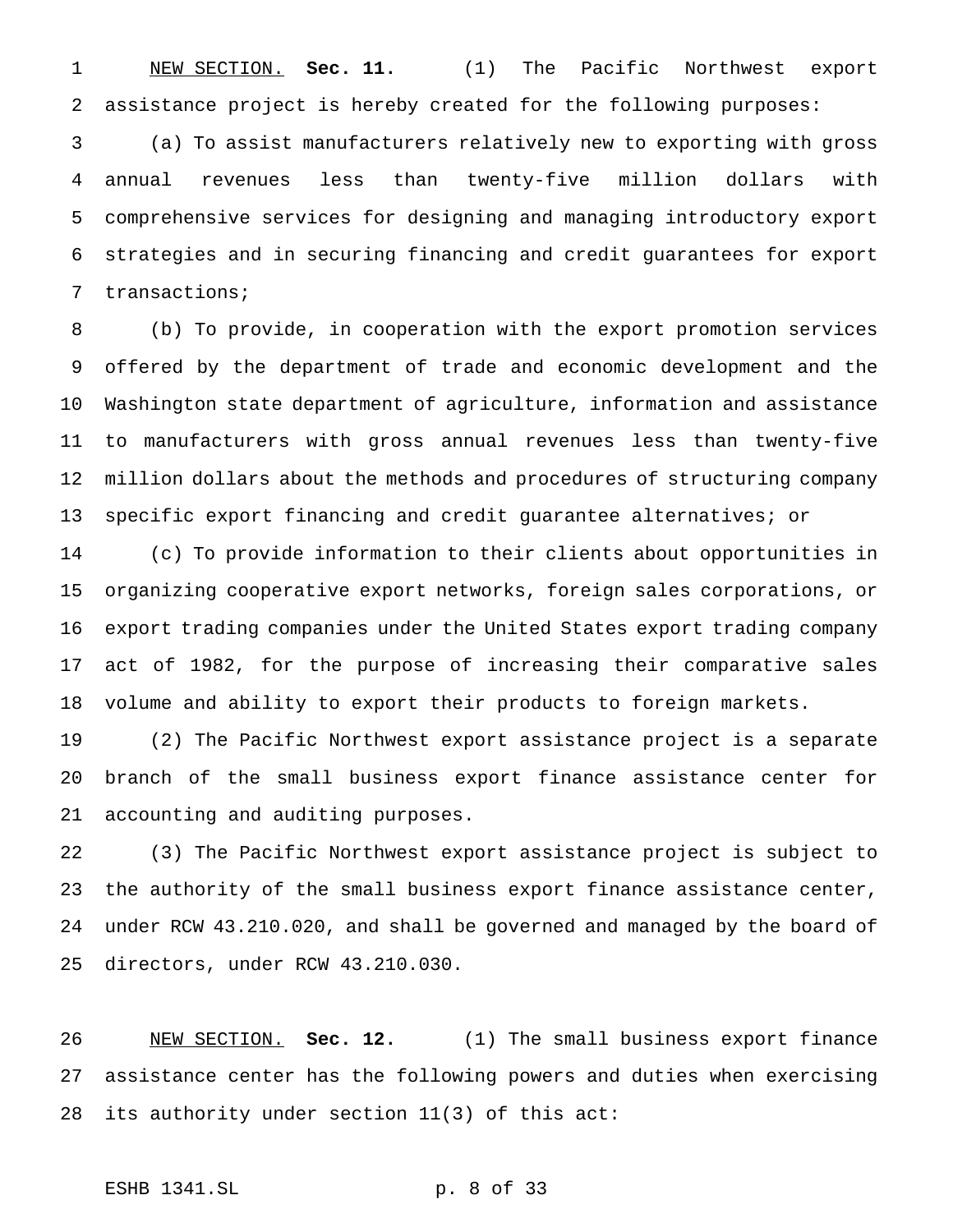NEW SECTION. **Sec. 11.** (1) The Pacific Northwest export assistance project is hereby created for the following purposes:

(a) To assist manufacturers relatively new to exporting with gross annual revenues less than twenty-five million dollars with comprehensive services for designing and managing introductory export strategies and in securing financing and credit guarantees for export transactions;

(b) To provide, in cooperation with the export promotion services offered by the department of trade and economic development and the Washington state department of agriculture, information and assistance to manufacturers with gross annual revenues less than twenty-five million dollars about the methods and procedures of structuring company specific export financing and credit guarantee alternatives; or

(c) To provide information to their clients about opportunities in organizing cooperative export networks, foreign sales corporations, or export trading companies under the United States export trading company act of 1982, for the purpose of increasing their comparative sales volume and ability to export their products to foreign markets.

(2) The Pacific Northwest export assistance project is a separate branch of the small business export finance assistance center for accounting and auditing purposes.

(3) The Pacific Northwest export assistance project is subject to the authority of the small business export finance assistance center, under RCW 43.210.020, and shall be governed and managed by the board of directors, under RCW 43.210.030.

NEW SECTION. **Sec. 12.** (1) The small business export finance assistance center has the following powers and duties when exercising its authority under section 11(3) of this act: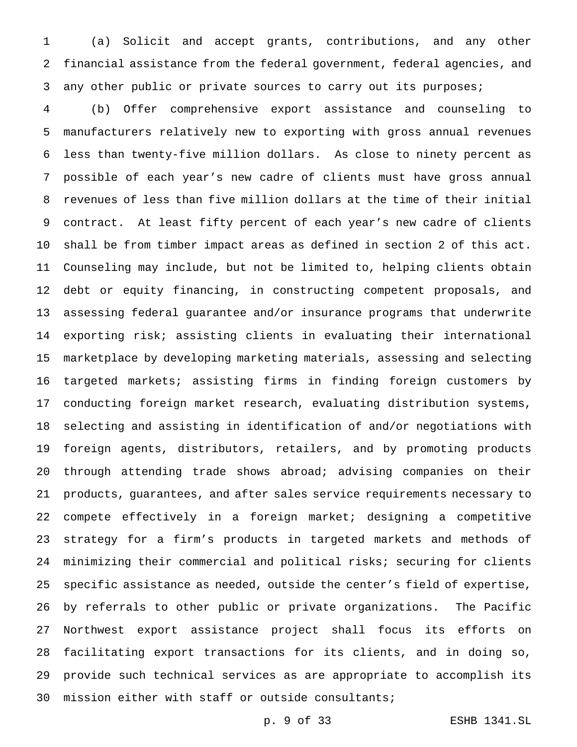(a) Solicit and accept grants, contributions, and any other financial assistance from the federal government, federal agencies, and any other public or private sources to carry out its purposes;

(b) Offer comprehensive export assistance and counseling to manufacturers relatively new to exporting with gross annual revenues less than twenty-five million dollars. As close to ninety percent as possible of each year's new cadre of clients must have gross annual revenues of less than five million dollars at the time of their initial contract. At least fifty percent of each year's new cadre of clients shall be from timber impact areas as defined in section 2 of this act. Counseling may include, but not be limited to, helping clients obtain debt or equity financing, in constructing competent proposals, and assessing federal guarantee and/or insurance programs that underwrite exporting risk; assisting clients in evaluating their international marketplace by developing marketing materials, assessing and selecting targeted markets; assisting firms in finding foreign customers by conducting foreign market research, evaluating distribution systems, selecting and assisting in identification of and/or negotiations with foreign agents, distributors, retailers, and by promoting products through attending trade shows abroad; advising companies on their products, guarantees, and after sales service requirements necessary to compete effectively in a foreign market; designing a competitive strategy for a firm's products in targeted markets and methods of minimizing their commercial and political risks; securing for clients specific assistance as needed, outside the center's field of expertise, by referrals to other public or private organizations. The Pacific Northwest export assistance project shall focus its efforts on facilitating export transactions for its clients, and in doing so, provide such technical services as are appropriate to accomplish its mission either with staff or outside consultants;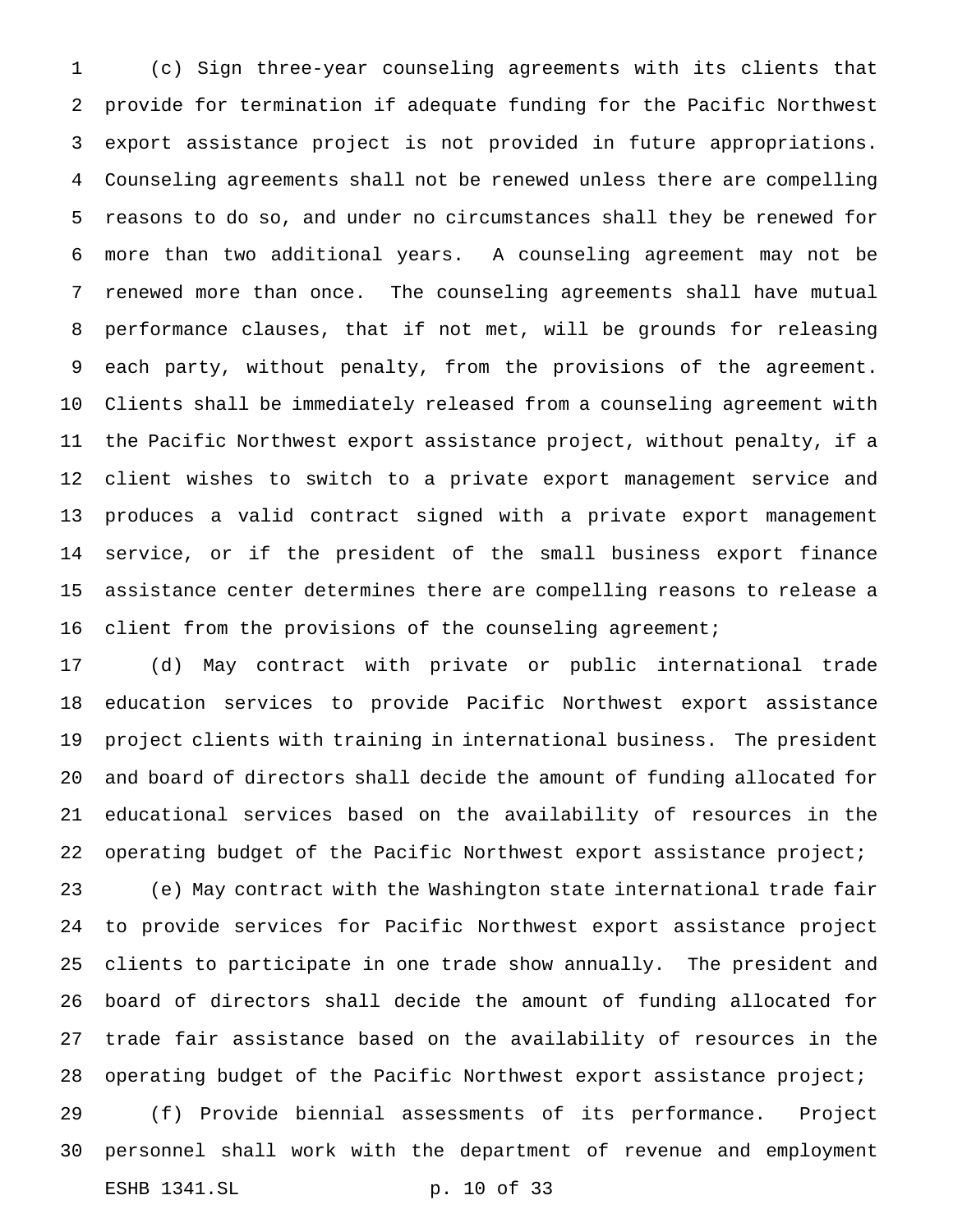(c) Sign three-year counseling agreements with its clients that provide for termination if adequate funding for the Pacific Northwest export assistance project is not provided in future appropriations. Counseling agreements shall not be renewed unless there are compelling reasons to do so, and under no circumstances shall they be renewed for more than two additional years. A counseling agreement may not be renewed more than once. The counseling agreements shall have mutual performance clauses, that if not met, will be grounds for releasing each party, without penalty, from the provisions of the agreement. Clients shall be immediately released from a counseling agreement with the Pacific Northwest export assistance project, without penalty, if a client wishes to switch to a private export management service and produces a valid contract signed with a private export management service, or if the president of the small business export finance assistance center determines there are compelling reasons to release a client from the provisions of the counseling agreement;

(d) May contract with private or public international trade education services to provide Pacific Northwest export assistance project clients with training in international business. The president and board of directors shall decide the amount of funding allocated for educational services based on the availability of resources in the operating budget of the Pacific Northwest export assistance project;

(e) May contract with the Washington state international trade fair to provide services for Pacific Northwest export assistance project clients to participate in one trade show annually. The president and board of directors shall decide the amount of funding allocated for trade fair assistance based on the availability of resources in the operating budget of the Pacific Northwest export assistance project;

(f) Provide biennial assessments of its performance. Project personnel shall work with the department of revenue and employment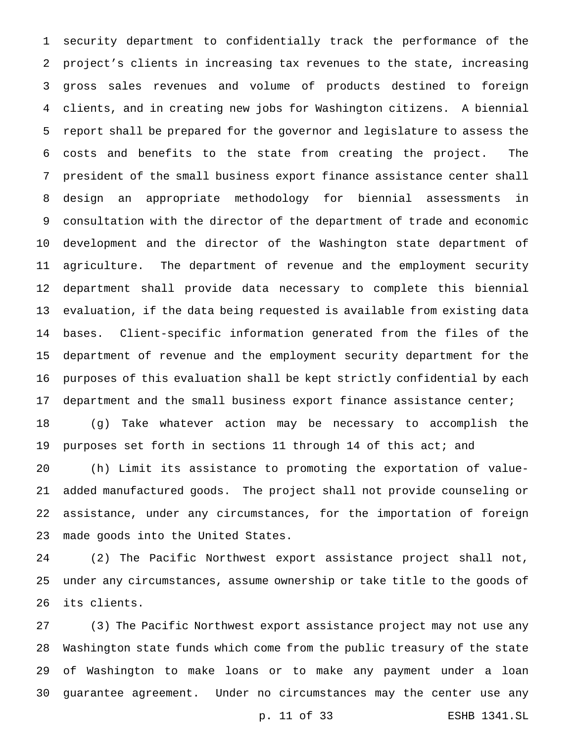security department to confidentially track the performance of the project's clients in increasing tax revenues to the state, increasing gross sales revenues and volume of products destined to foreign clients, and in creating new jobs for Washington citizens. A biennial report shall be prepared for the governor and legislature to assess the costs and benefits to the state from creating the project. The president of the small business export finance assistance center shall design an appropriate methodology for biennial assessments in consultation with the director of the department of trade and economic development and the director of the Washington state department of agriculture. The department of revenue and the employment security department shall provide data necessary to complete this biennial evaluation, if the data being requested is available from existing data bases. Client-specific information generated from the files of the department of revenue and the employment security department for the purposes of this evaluation shall be kept strictly confidential by each department and the small business export finance assistance center;

(g) Take whatever action may be necessary to accomplish the purposes set forth in sections 11 through 14 of this act; and

(h) Limit its assistance to promoting the exportation of value-added manufactured goods. The project shall not provide counseling or assistance, under any circumstances, for the importation of foreign made goods into the United States.

(2) The Pacific Northwest export assistance project shall not, under any circumstances, assume ownership or take title to the goods of its clients.

(3) The Pacific Northwest export assistance project may not use any Washington state funds which come from the public treasury of the state of Washington to make loans or to make any payment under a loan guarantee agreement. Under no circumstances may the center use any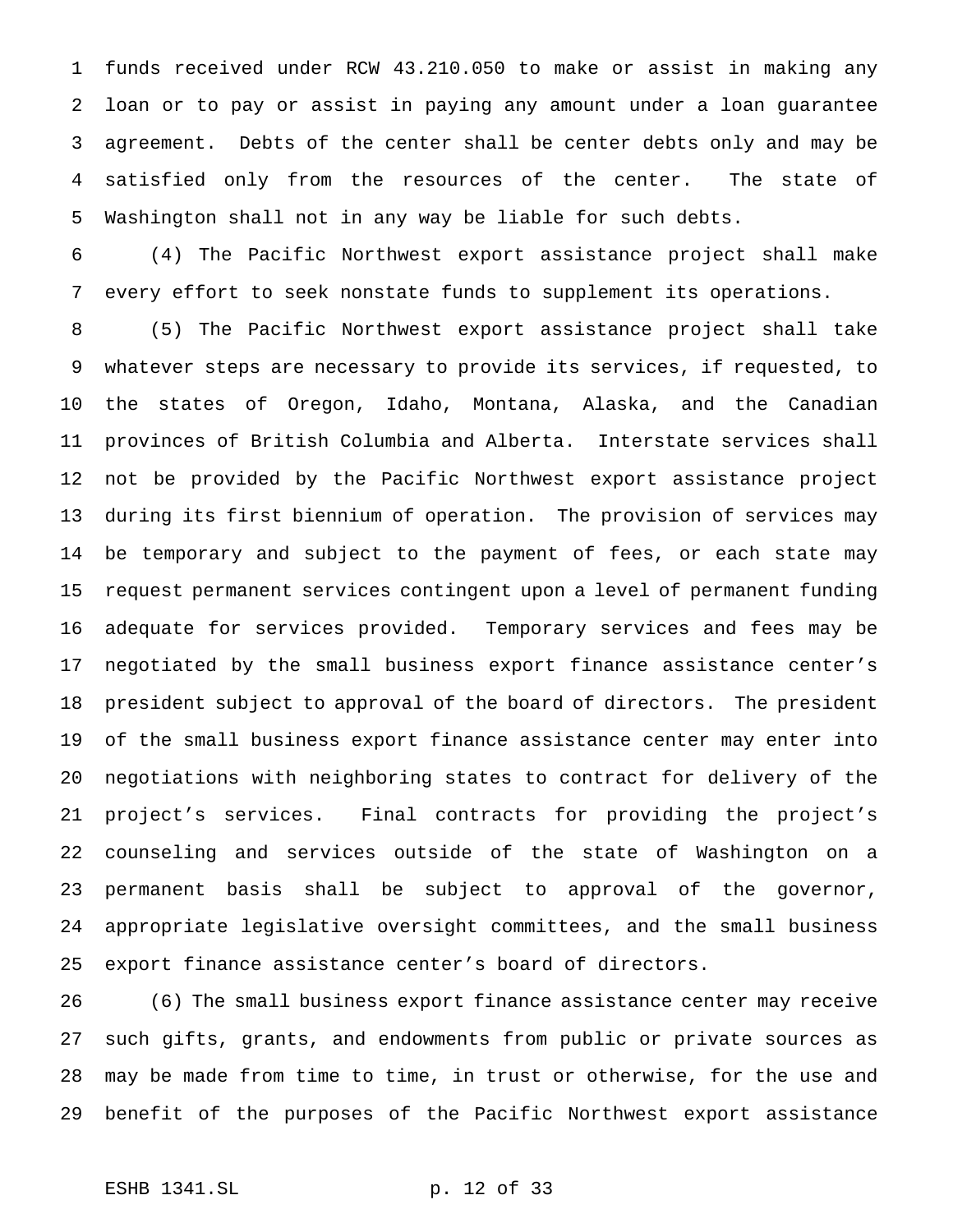funds received under RCW 43.210.050 to make or assist in making any loan or to pay or assist in paying any amount under a loan guarantee agreement. Debts of the center shall be center debts only and may be satisfied only from the resources of the center. The state of Washington shall not in any way be liable for such debts.

(4) The Pacific Northwest export assistance project shall make every effort to seek nonstate funds to supplement its operations.

(5) The Pacific Northwest export assistance project shall take whatever steps are necessary to provide its services, if requested, to the states of Oregon, Idaho, Montana, Alaska, and the Canadian provinces of British Columbia and Alberta. Interstate services shall not be provided by the Pacific Northwest export assistance project during its first biennium of operation. The provision of services may be temporary and subject to the payment of fees, or each state may request permanent services contingent upon a level of permanent funding adequate for services provided. Temporary services and fees may be negotiated by the small business export finance assistance center's president subject to approval of the board of directors. The president of the small business export finance assistance center may enter into negotiations with neighboring states to contract for delivery of the project's services. Final contracts for providing the project's counseling and services outside of the state of Washington on a permanent basis shall be subject to approval of the governor, appropriate legislative oversight committees, and the small business export finance assistance center's board of directors.

(6) The small business export finance assistance center may receive such gifts, grants, and endowments from public or private sources as may be made from time to time, in trust or otherwise, for the use and benefit of the purposes of the Pacific Northwest export assistance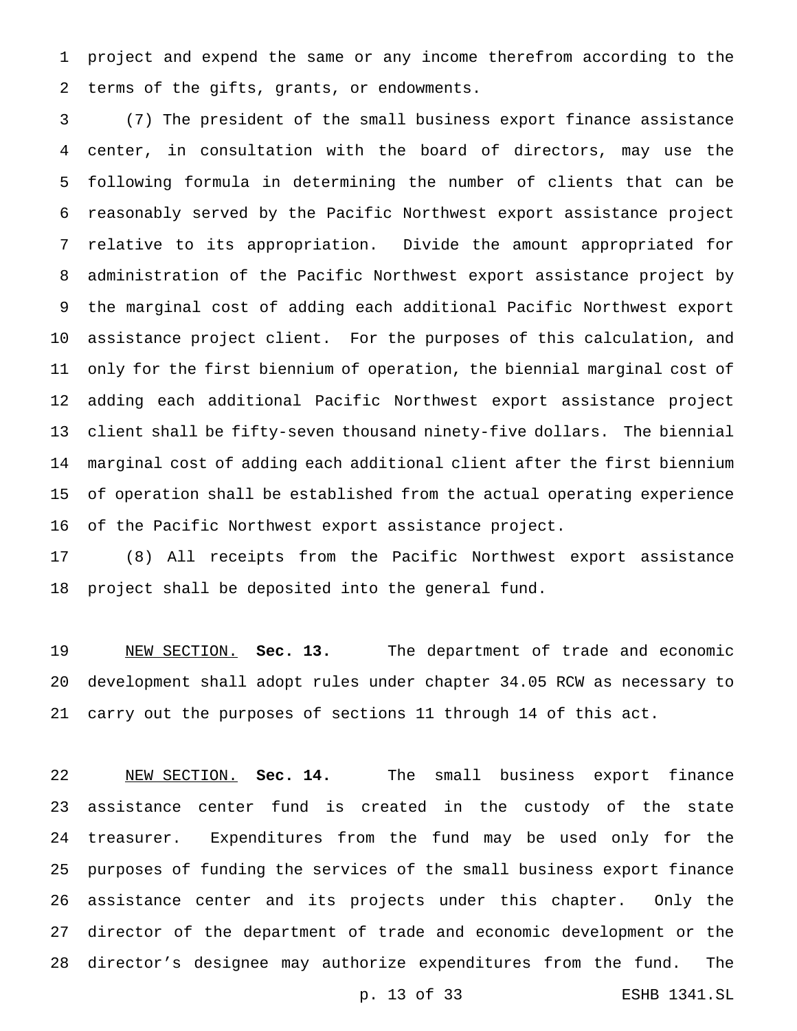project and expend the same or any income therefrom according to the terms of the gifts, grants, or endowments.

(7) The president of the small business export finance assistance center, in consultation with the board of directors, may use the following formula in determining the number of clients that can be reasonably served by the Pacific Northwest export assistance project relative to its appropriation. Divide the amount appropriated for administration of the Pacific Northwest export assistance project by the marginal cost of adding each additional Pacific Northwest export assistance project client. For the purposes of this calculation, and only for the first biennium of operation, the biennial marginal cost of adding each additional Pacific Northwest export assistance project client shall be fifty-seven thousand ninety-five dollars. The biennial marginal cost of adding each additional client after the first biennium of operation shall be established from the actual operating experience of the Pacific Northwest export assistance project.

(8) All receipts from the Pacific Northwest export assistance project shall be deposited into the general fund.

NEW SECTION. **Sec. 13.** The department of trade and economic development shall adopt rules under chapter 34.05 RCW as necessary to carry out the purposes of sections 11 through 14 of this act.

NEW SECTION. **Sec. 14.** The small business export finance assistance center fund is created in the custody of the state treasurer. Expenditures from the fund may be used only for the purposes of funding the services of the small business export finance assistance center and its projects under this chapter. Only the director of the department of trade and economic development or the director's designee may authorize expenditures from the fund. The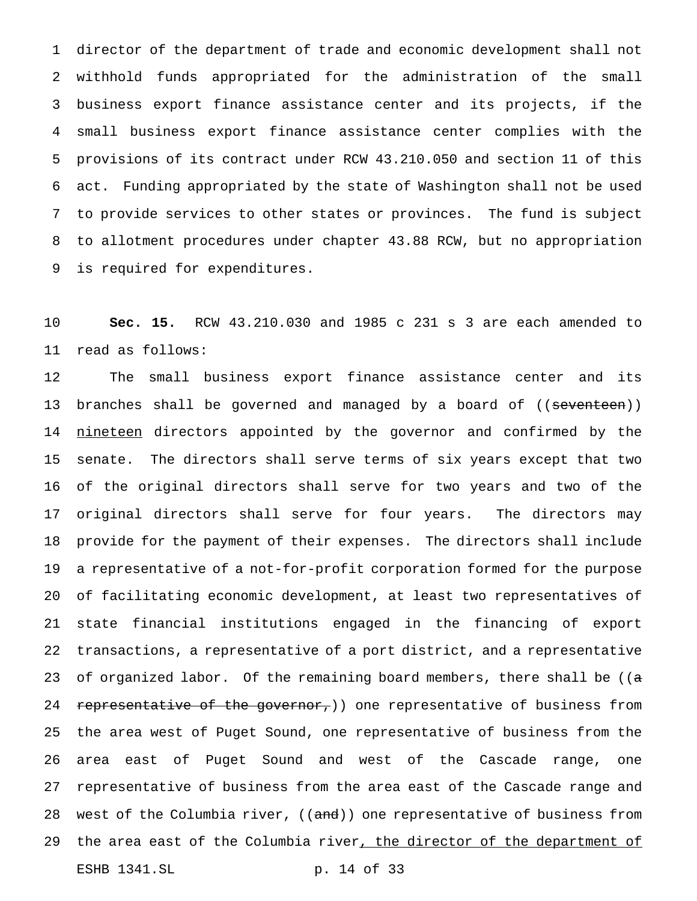director of the department of trade and economic development shall not withhold funds appropriated for the administration of the small business export finance assistance center and its projects, if the small business export finance assistance center complies with the provisions of its contract under RCW 43.210.050 and section 11 of this act. Funding appropriated by the state of Washington shall not be used to provide services to other states or provinces. The fund is subject to allotment procedures under chapter 43.88 RCW, but no appropriation is required for expenditures.

**Sec. 15.** RCW 43.210.030 and 1985 c 231 s 3 are each amended to read as follows:

The small business export finance assistance center and its branches shall be governed and managed by a board of ((~~seventeen~~)) <u>nineteen</u> directors appointed by the governor and confirmed by the senate. The directors shall serve terms of six years except that two of the original directors shall serve for two years and two of the original directors shall serve for four years. The directors may provide for the payment of their expenses. The directors shall include a representative of a not-for-profit corporation formed for the purpose of facilitating economic development, at least two representatives of state financial institutions engaged in the financing of export transactions, a representative of a port district, and a representative of organized labor. Of the remaining board members, there shall be ((~~a representative of the governor,~~)) one representative of business from the area west of Puget Sound, one representative of business from the area east of Puget Sound and west of the Cascade range, one representative of business from the area east of the Cascade range and west of the Columbia river, ((~~and~~)) one representative of business from the area east of the Columbia river<u>, the director of the department of</u>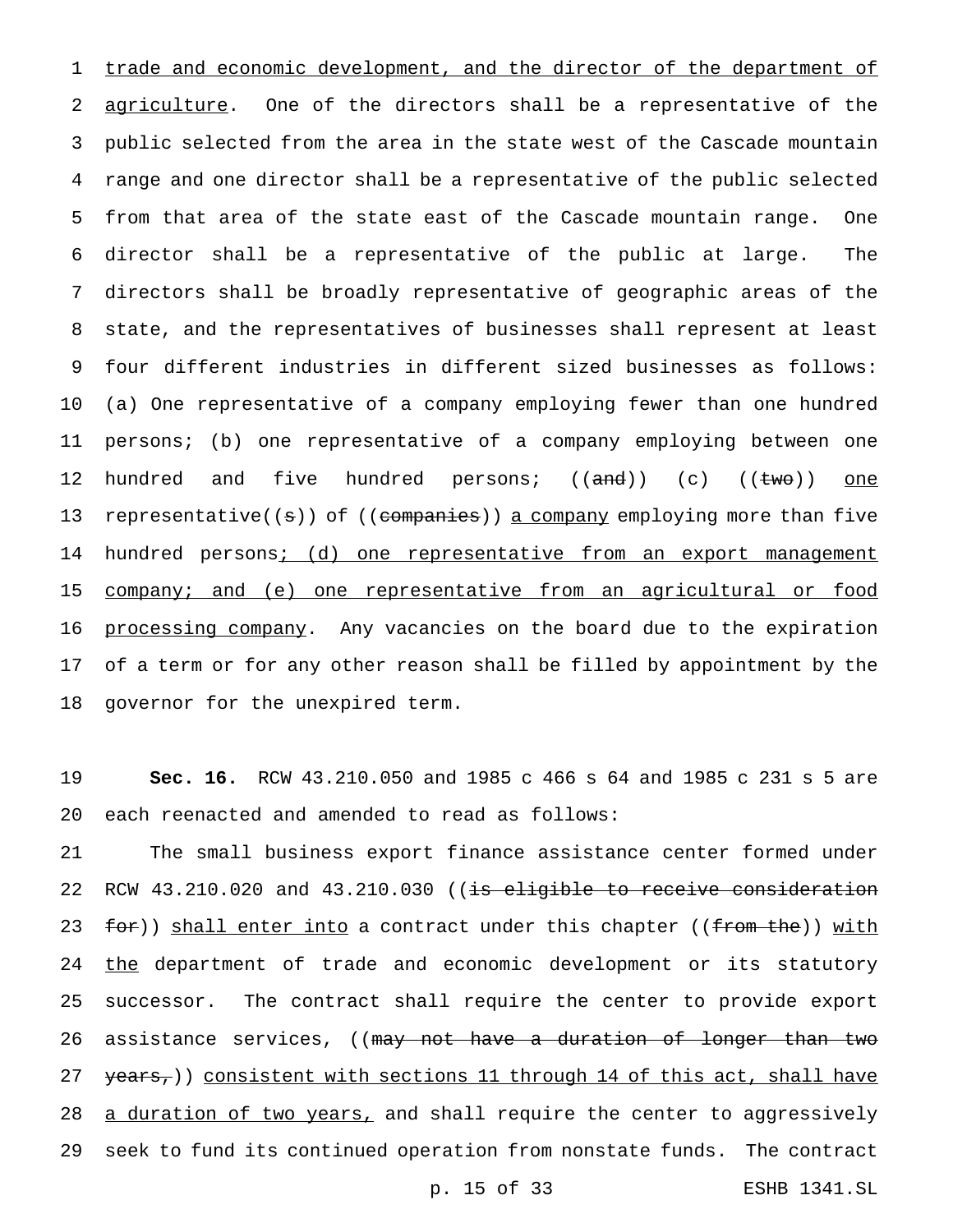trade and economic development, and the director of the department of agriculture. One of the directors shall be a representative of the public selected from the area in the state west of the Cascade mountain range and one director shall be a representative of the public selected from that area of the state east of the Cascade mountain range. One director shall be a representative of the public at large. The directors shall be broadly representative of geographic areas of the state, and the representatives of businesses shall represent at least four different industries in different sized businesses as follows: (a) One representative of a company employing fewer than one hundred persons; (b) one representative of a company employing between one hundred and five hundred persons; ((and)) (c) ((two)) one representative((s)) of ((companies)) a company employing more than five hundred persons; (d) one representative from an export management company; and (e) one representative from an agricultural or food processing company. Any vacancies on the board due to the expiration of a term or for any other reason shall be filled by appointment by the governor for the unexpired term.

**Sec. 16.** RCW 43.210.050 and 1985 c 466 s 64 and 1985 c 231 s 5 are each reenacted and amended to read as follows:

The small business export finance assistance center formed under RCW 43.210.020 and 43.210.030 ((is eligible to receive consideration for)) shall enter into a contract under this chapter ((from the)) with the department of trade and economic development or its statutory successor. The contract shall require the center to provide export assistance services, ((may not have a duration of longer than two years,)) consistent with sections 11 through 14 of this act, shall have a duration of two years, and shall require the center to aggressively seek to fund its continued operation from nonstate funds. The contract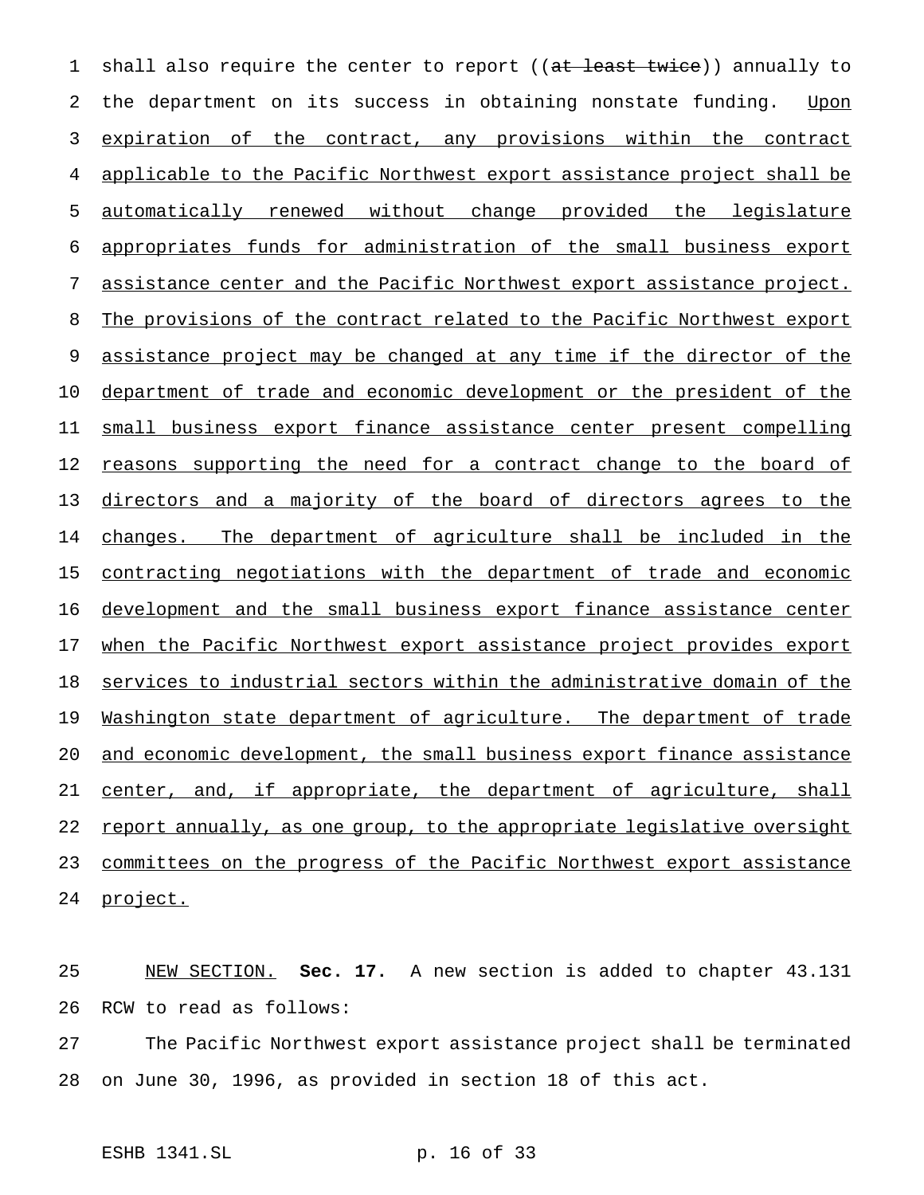shall also require the center to report ((~~at least twice~~)) annually to the department on its success in obtaining nonstate funding. <u>Upon expiration of the contract, any provisions within the contract applicable to the Pacific Northwest export assistance project shall be automatically renewed without change provided the legislature appropriates funds for administration of the small business export assistance center and the Pacific Northwest export assistance project. The provisions of the contract related to the Pacific Northwest export assistance project may be changed at any time if the director of the department of trade and economic development or the president of the small business export finance assistance center present compelling reasons supporting the need for a contract change to the board of directors and a majority of the board of directors agrees to the changes. The department of agriculture shall be included in the contracting negotiations with the department of trade and economic development and the small business export finance assistance center when the Pacific Northwest export assistance project provides export services to industrial sectors within the administrative domain of the Washington state department of agriculture. The department of trade and economic development, the small business export finance assistance center, and, if appropriate, the department of agriculture, shall report annually, as one group, to the appropriate legislative oversight committees on the progress of the Pacific Northwest export assistance project.</u>

<u>NEW SECTION.</u> **Sec. 17.** A new section is added to chapter 43.131 RCW to read as follows:

The Pacific Northwest export assistance project shall be terminated on June 30, 1996, as provided in section 18 of this act.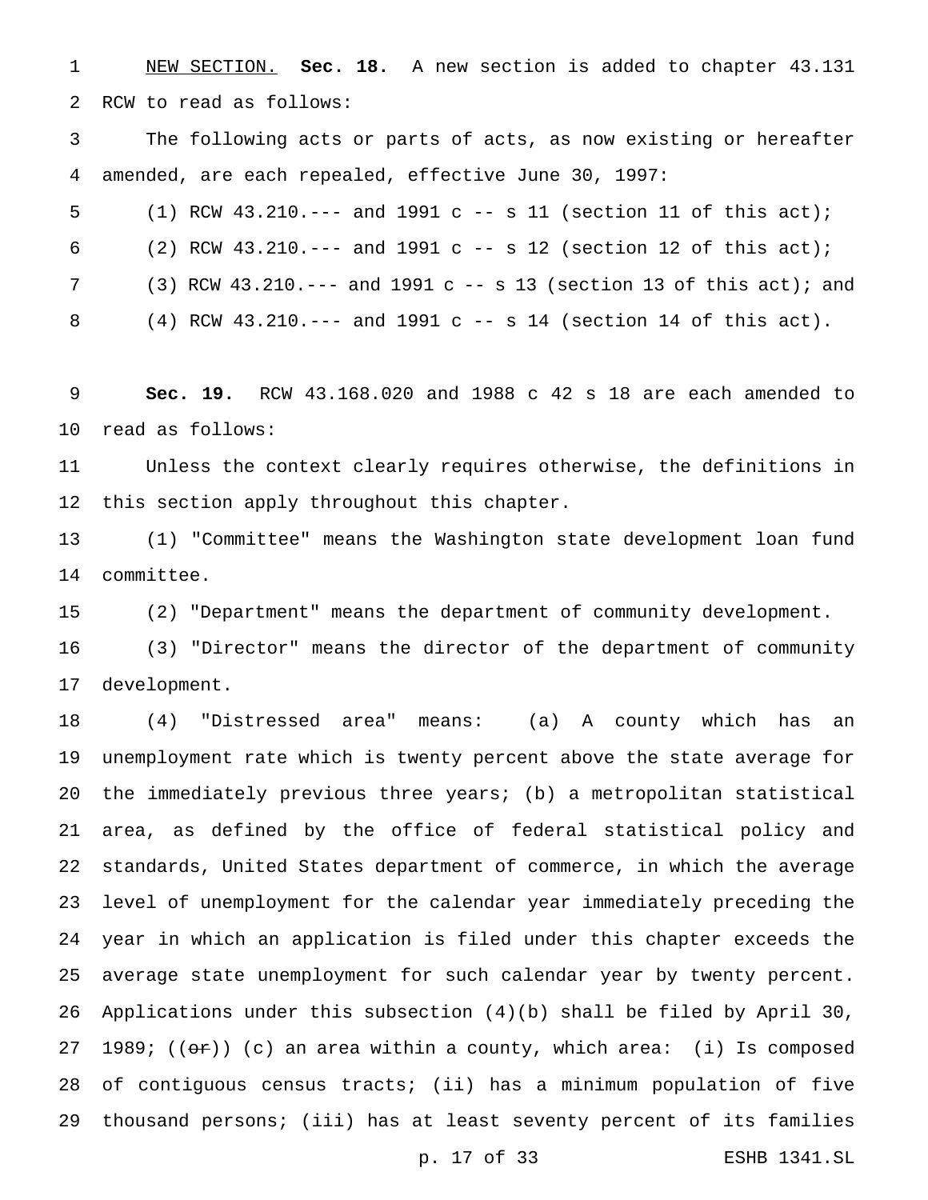NEW SECTION. **Sec. 18.** A new section is added to chapter 43.131 RCW to read as follows:

The following acts or parts of acts, as now existing or hereafter amended, are each repealed, effective June 30, 1997:

(1) RCW 43.210.--- and 1991 c -- s 11 (section 11 of this act);

(2) RCW 43.210.--- and 1991 c -- s 12 (section 12 of this act);

(3) RCW 43.210.--- and 1991 c -- s 13 (section 13 of this act); and

(4) RCW 43.210.--- and 1991 c -- s 14 (section 14 of this act).

**Sec. 19.** RCW 43.168.020 and 1988 c 42 s 18 are each amended to read as follows:

Unless the context clearly requires otherwise, the definitions in this section apply throughout this chapter.

(1) "Committee" means the Washington state development loan fund committee.

(2) "Department" means the department of community development.

(3) "Director" means the director of the department of community development.

(4) "Distressed area" means: (a) A county which has an unemployment rate which is twenty percent above the state average for the immediately previous three years; (b) a metropolitan statistical area, as defined by the office of federal statistical policy and standards, United States department of commerce, in which the average level of unemployment for the calendar year immediately preceding the year in which an application is filed under this chapter exceeds the average state unemployment for such calendar year by twenty percent. Applications under this subsection (4)(b) shall be filed by April 30, 1989; ((~~or~~)) (c) an area within a county, which area: (i) Is composed of contiguous census tracts; (ii) has a minimum population of five thousand persons; (iii) has at least seventy percent of its families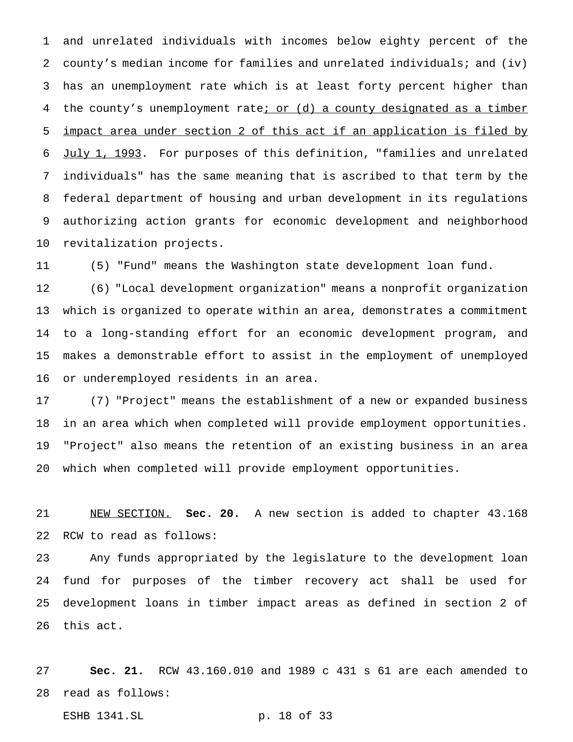and unrelated individuals with incomes below eighty percent of the county's median income for families and unrelated individuals; and (iv) has an unemployment rate which is at least forty percent higher than the county's unemployment rate; or (d) a county designated as a timber impact area under section 2 of this act if an application is filed by July 1, 1993. For purposes of this definition, "families and unrelated individuals" has the same meaning that is ascribed to that term by the federal department of housing and urban development in its regulations authorizing action grants for economic development and neighborhood revitalization projects.

(5) "Fund" means the Washington state development loan fund.

(6) "Local development organization" means a nonprofit organization which is organized to operate within an area, demonstrates a commitment to a long-standing effort for an economic development program, and makes a demonstrable effort to assist in the employment of unemployed or underemployed residents in an area.

(7) "Project" means the establishment of a new or expanded business in an area which when completed will provide employment opportunities. "Project" also means the retention of an existing business in an area which when completed will provide employment opportunities.

NEW SECTION. **Sec. 20.** A new section is added to chapter 43.168 RCW to read as follows:

Any funds appropriated by the legislature to the development loan fund for purposes of the timber recovery act shall be used for development loans in timber impact areas as defined in section 2 of this act.

**Sec. 21.** RCW 43.160.010 and 1989 c 431 s 61 are each amended to read as follows: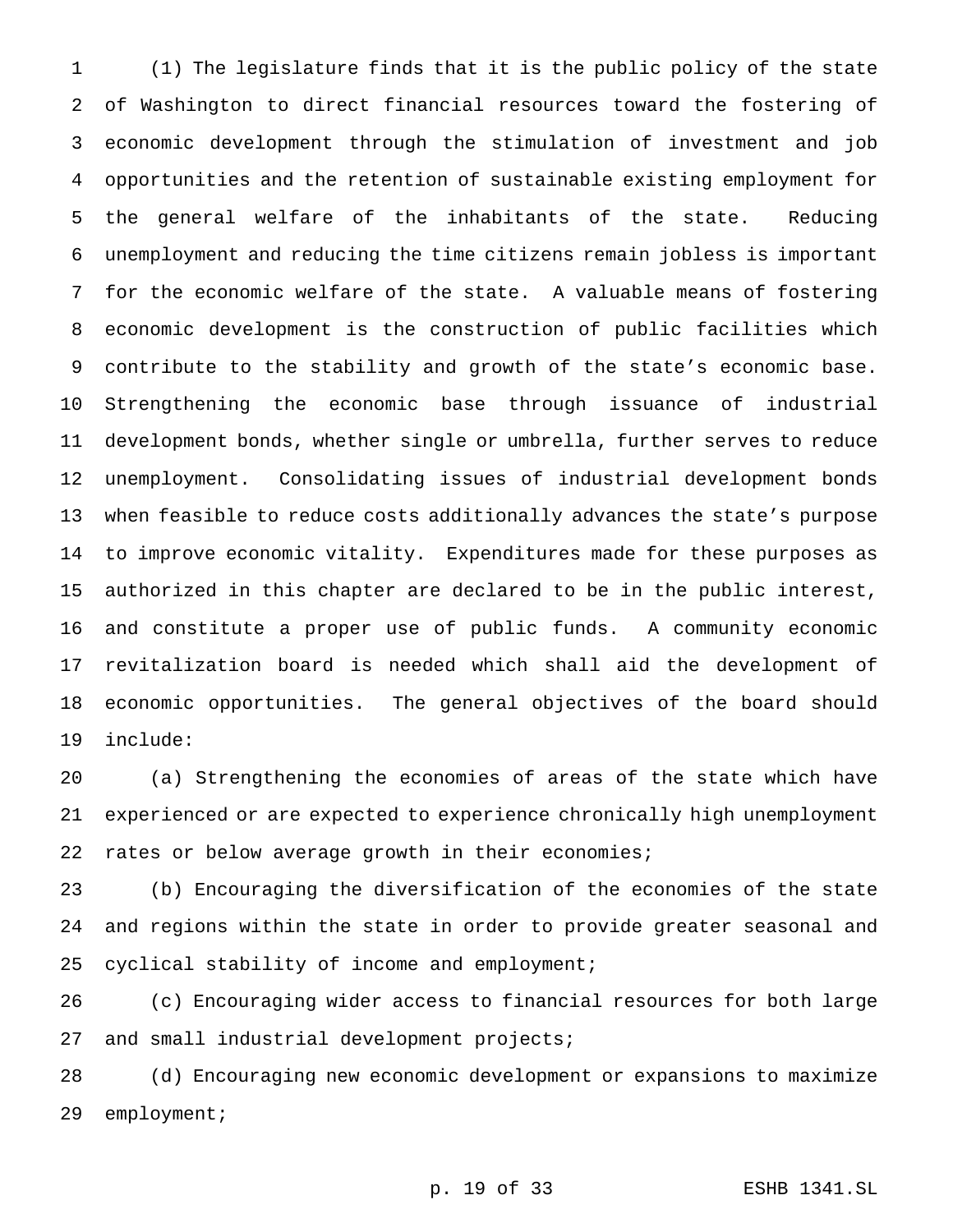(1) The legislature finds that it is the public policy of the state of Washington to direct financial resources toward the fostering of economic development through the stimulation of investment and job opportunities and the retention of sustainable existing employment for the general welfare of the inhabitants of the state. Reducing unemployment and reducing the time citizens remain jobless is important for the economic welfare of the state. A valuable means of fostering economic development is the construction of public facilities which contribute to the stability and growth of the state's economic base. Strengthening the economic base through issuance of industrial development bonds, whether single or umbrella, further serves to reduce unemployment. Consolidating issues of industrial development bonds when feasible to reduce costs additionally advances the state's purpose to improve economic vitality. Expenditures made for these purposes as authorized in this chapter are declared to be in the public interest, and constitute a proper use of public funds. A community economic revitalization board is needed which shall aid the development of economic opportunities. The general objectives of the board should include:

(a) Strengthening the economies of areas of the state which have experienced or are expected to experience chronically high unemployment rates or below average growth in their economies;

(b) Encouraging the diversification of the economies of the state and regions within the state in order to provide greater seasonal and cyclical stability of income and employment;

(c) Encouraging wider access to financial resources for both large and small industrial development projects;

(d) Encouraging new economic development or expansions to maximize employment;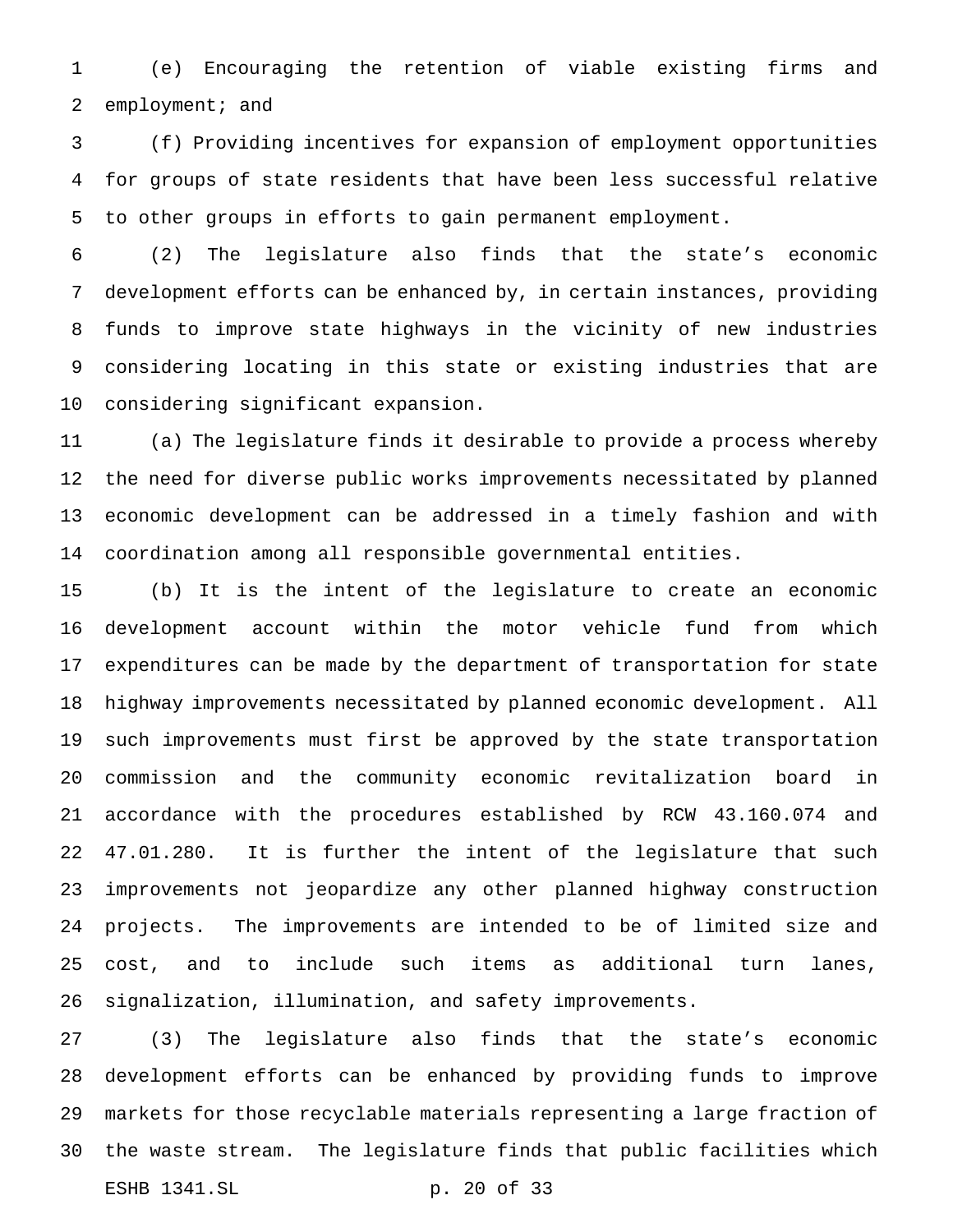(e) Encouraging the retention of viable existing firms and employment; and

(f) Providing incentives for expansion of employment opportunities for groups of state residents that have been less successful relative to other groups in efforts to gain permanent employment.

(2) The legislature also finds that the state's economic development efforts can be enhanced by, in certain instances, providing funds to improve state highways in the vicinity of new industries considering locating in this state or existing industries that are considering significant expansion.

(a) The legislature finds it desirable to provide a process whereby the need for diverse public works improvements necessitated by planned economic development can be addressed in a timely fashion and with coordination among all responsible governmental entities.

(b) It is the intent of the legislature to create an economic development account within the motor vehicle fund from which expenditures can be made by the department of transportation for state highway improvements necessitated by planned economic development. All such improvements must first be approved by the state transportation commission and the community economic revitalization board in accordance with the procedures established by RCW 43.160.074 and 47.01.280. It is further the intent of the legislature that such improvements not jeopardize any other planned highway construction projects. The improvements are intended to be of limited size and cost, and to include such items as additional turn lanes, signalization, illumination, and safety improvements.

(3) The legislature also finds that the state's economic development efforts can be enhanced by providing funds to improve markets for those recyclable materials representing a large fraction of the waste stream. The legislature finds that public facilities which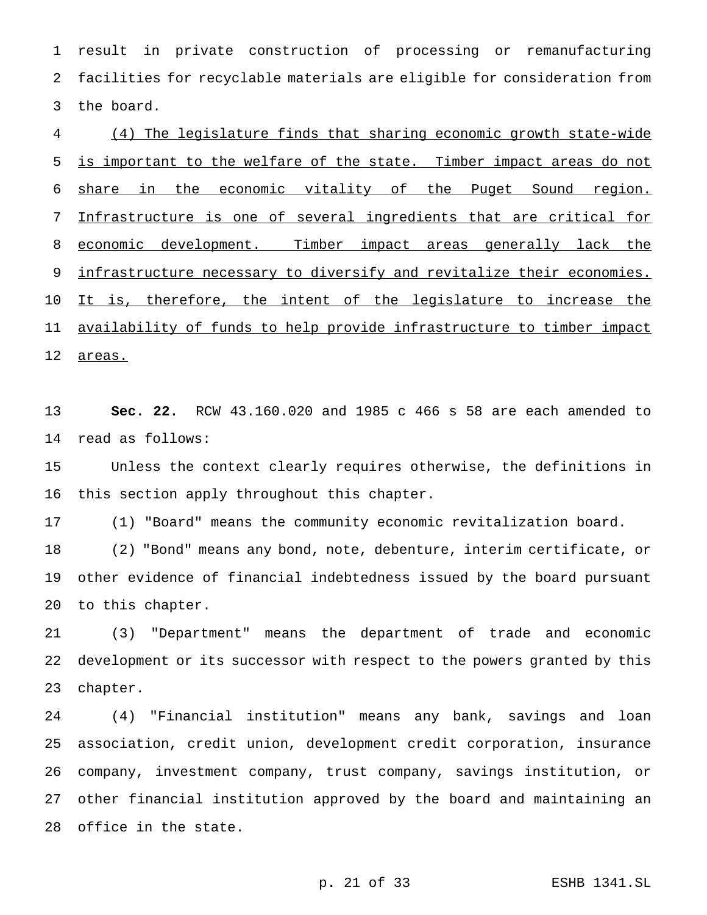result in private construction of processing or remanufacturing facilities for recyclable materials are eligible for consideration from the board.

<u>(4) The legislature finds that sharing economic growth state-wide is important to the welfare of the state. Timber impact areas do not share in the economic vitality of the Puget Sound region. Infrastructure is one of several ingredients that are critical for economic development. Timber impact areas generally lack the infrastructure necessary to diversify and revitalize their economies. It is, therefore, the intent of the legislature to increase the availability of funds to help provide infrastructure to timber impact areas.</u>

**Sec. 22.** RCW 43.160.020 and 1985 c 466 s 58 are each amended to read as follows:

Unless the context clearly requires otherwise, the definitions in this section apply throughout this chapter.

(1) "Board" means the community economic revitalization board.

(2) "Bond" means any bond, note, debenture, interim certificate, or other evidence of financial indebtedness issued by the board pursuant to this chapter.

(3) "Department" means the department of trade and economic development or its successor with respect to the powers granted by this chapter.

(4) "Financial institution" means any bank, savings and loan association, credit union, development credit corporation, insurance company, investment company, trust company, savings institution, or other financial institution approved by the board and maintaining an office in the state.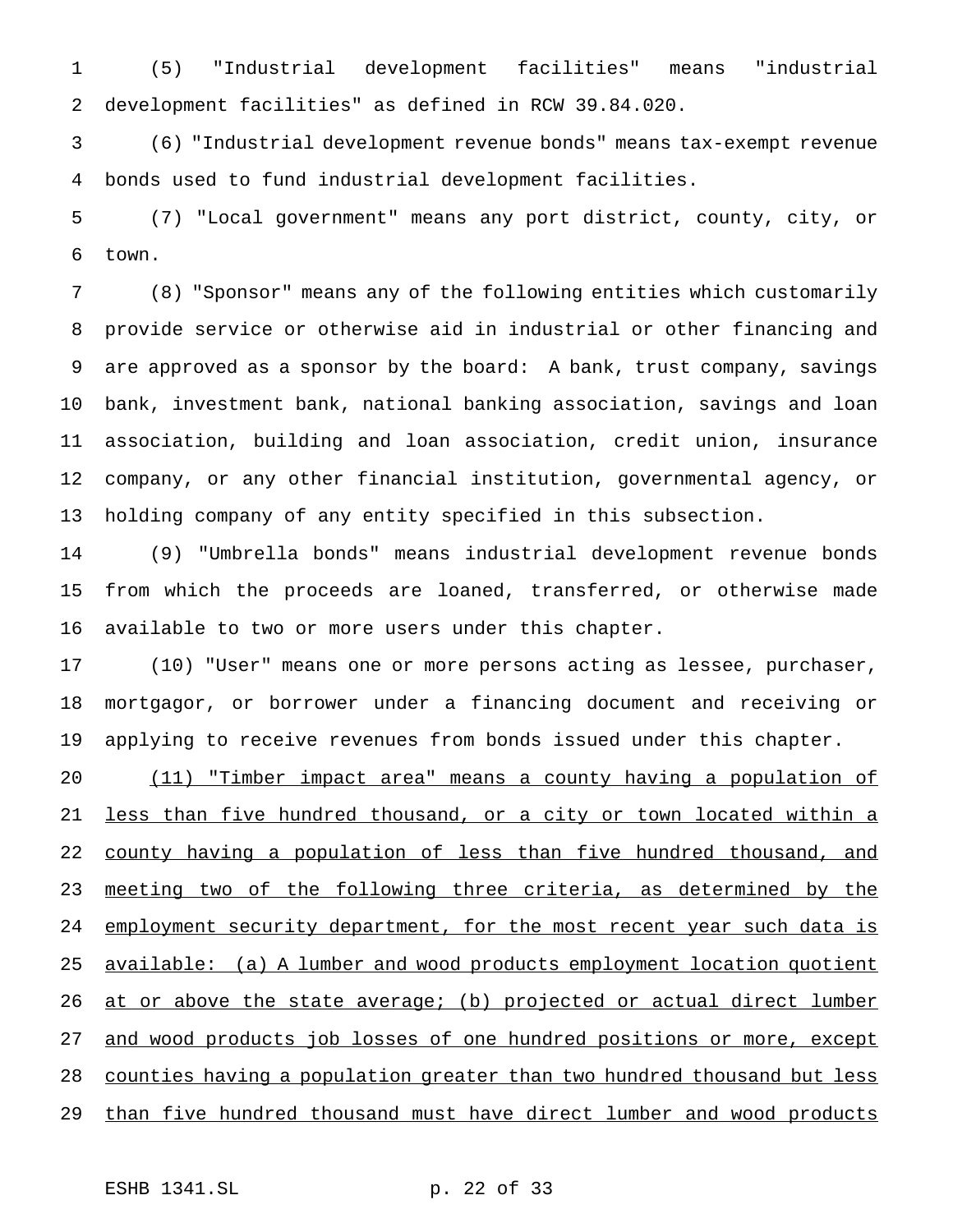(5) "Industrial development facilities" means "industrial development facilities" as defined in RCW 39.84.020.

(6) "Industrial development revenue bonds" means tax-exempt revenue bonds used to fund industrial development facilities.

(7) "Local government" means any port district, county, city, or town.

(8) "Sponsor" means any of the following entities which customarily provide service or otherwise aid in industrial or other financing and are approved as a sponsor by the board: A bank, trust company, savings bank, investment bank, national banking association, savings and loan association, building and loan association, credit union, insurance company, or any other financial institution, governmental agency, or holding company of any entity specified in this subsection.

(9) "Umbrella bonds" means industrial development revenue bonds from which the proceeds are loaned, transferred, or otherwise made available to two or more users under this chapter.

(10) "User" means one or more persons acting as lessee, purchaser, mortgagor, or borrower under a financing document and receiving or applying to receive revenues from bonds issued under this chapter.

<u>(11) "Timber impact area" means a county having a population of less than five hundred thousand, or a city or town located within a county having a population of less than five hundred thousand, and meeting two of the following three criteria, as determined by the employment security department, for the most recent year such data is available: (a) A lumber and wood products employment location quotient at or above the state average; (b) projected or actual direct lumber and wood products job losses of one hundred positions or more, except counties having a population greater than two hundred thousand but less than five hundred thousand must have direct lumber and wood products</u>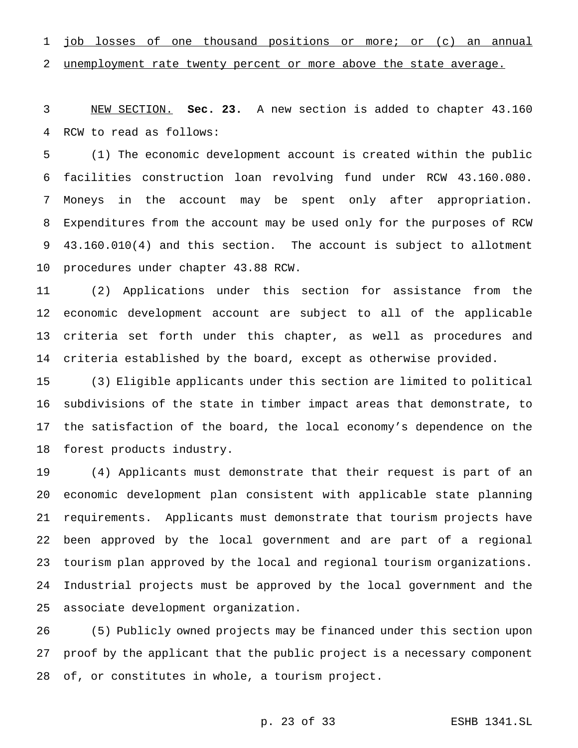job losses of one thousand positions or more; or (c) an annual unemployment rate twenty percent or more above the state average.

NEW SECTION. **Sec. 23.** A new section is added to chapter 43.160 RCW to read as follows:

(1) The economic development account is created within the public facilities construction loan revolving fund under RCW 43.160.080. Moneys in the account may be spent only after appropriation. Expenditures from the account may be used only for the purposes of RCW 43.160.010(4) and this section. The account is subject to allotment procedures under chapter 43.88 RCW.

(2) Applications under this section for assistance from the economic development account are subject to all of the applicable criteria set forth under this chapter, as well as procedures and criteria established by the board, except as otherwise provided.

(3) Eligible applicants under this section are limited to political subdivisions of the state in timber impact areas that demonstrate, to the satisfaction of the board, the local economy's dependence on the forest products industry.

(4) Applicants must demonstrate that their request is part of an economic development plan consistent with applicable state planning requirements. Applicants must demonstrate that tourism projects have been approved by the local government and are part of a regional tourism plan approved by the local and regional tourism organizations. Industrial projects must be approved by the local government and the associate development organization.

(5) Publicly owned projects may be financed under this section upon proof by the applicant that the public project is a necessary component of, or constitutes in whole, a tourism project.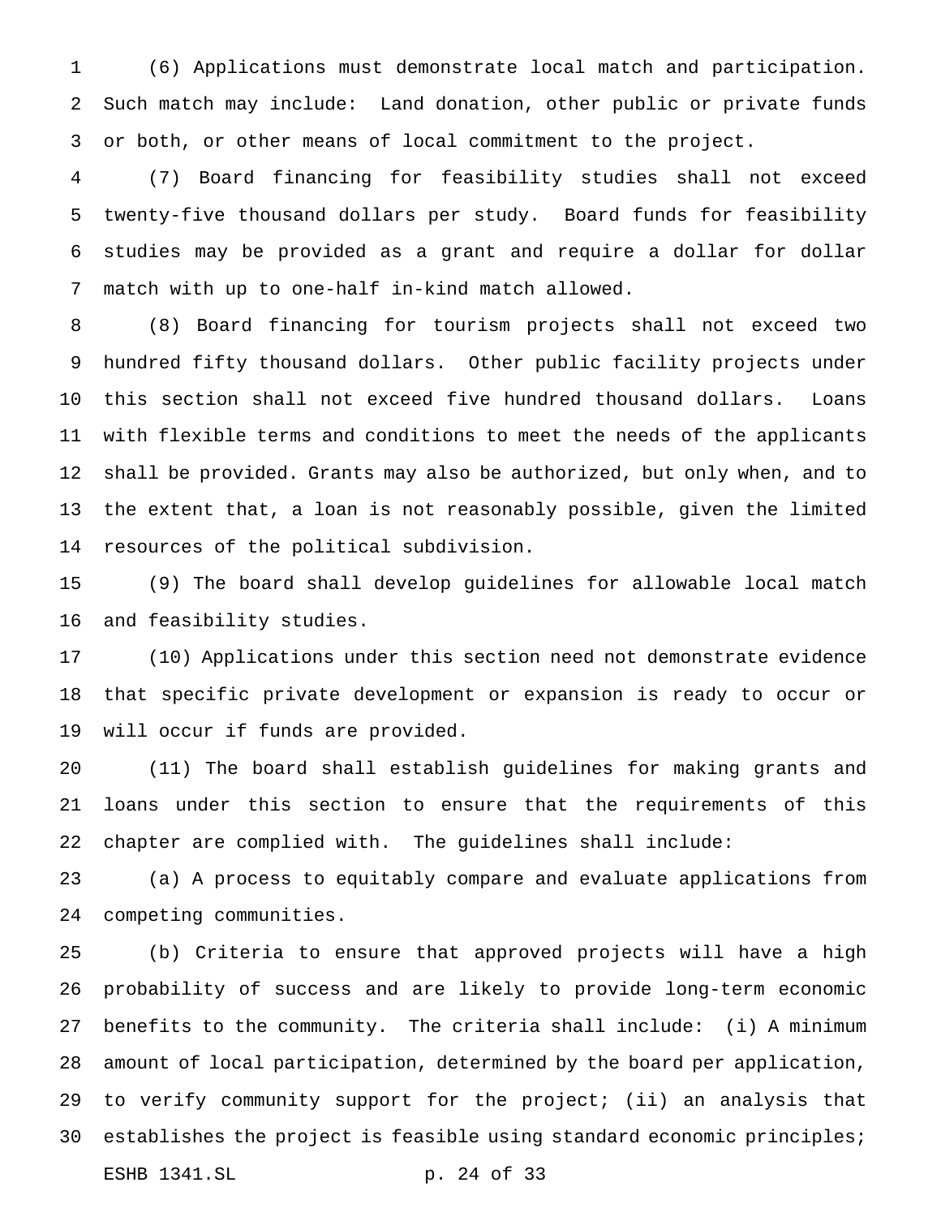(6) Applications must demonstrate local match and participation. Such match may include: Land donation, other public or private funds or both, or other means of local commitment to the project.

(7) Board financing for feasibility studies shall not exceed twenty-five thousand dollars per study. Board funds for feasibility studies may be provided as a grant and require a dollar for dollar match with up to one-half in-kind match allowed.

(8) Board financing for tourism projects shall not exceed two hundred fifty thousand dollars. Other public facility projects under this section shall not exceed five hundred thousand dollars. Loans with flexible terms and conditions to meet the needs of the applicants shall be provided. Grants may also be authorized, but only when, and to the extent that, a loan is not reasonably possible, given the limited resources of the political subdivision.

(9) The board shall develop guidelines for allowable local match and feasibility studies.

(10) Applications under this section need not demonstrate evidence that specific private development or expansion is ready to occur or will occur if funds are provided.

(11) The board shall establish guidelines for making grants and loans under this section to ensure that the requirements of this chapter are complied with. The guidelines shall include:

(a) A process to equitably compare and evaluate applications from competing communities.

(b) Criteria to ensure that approved projects will have a high probability of success and are likely to provide long-term economic benefits to the community. The criteria shall include: (i) A minimum amount of local participation, determined by the board per application, to verify community support for the project; (ii) an analysis that establishes the project is feasible using standard economic principles;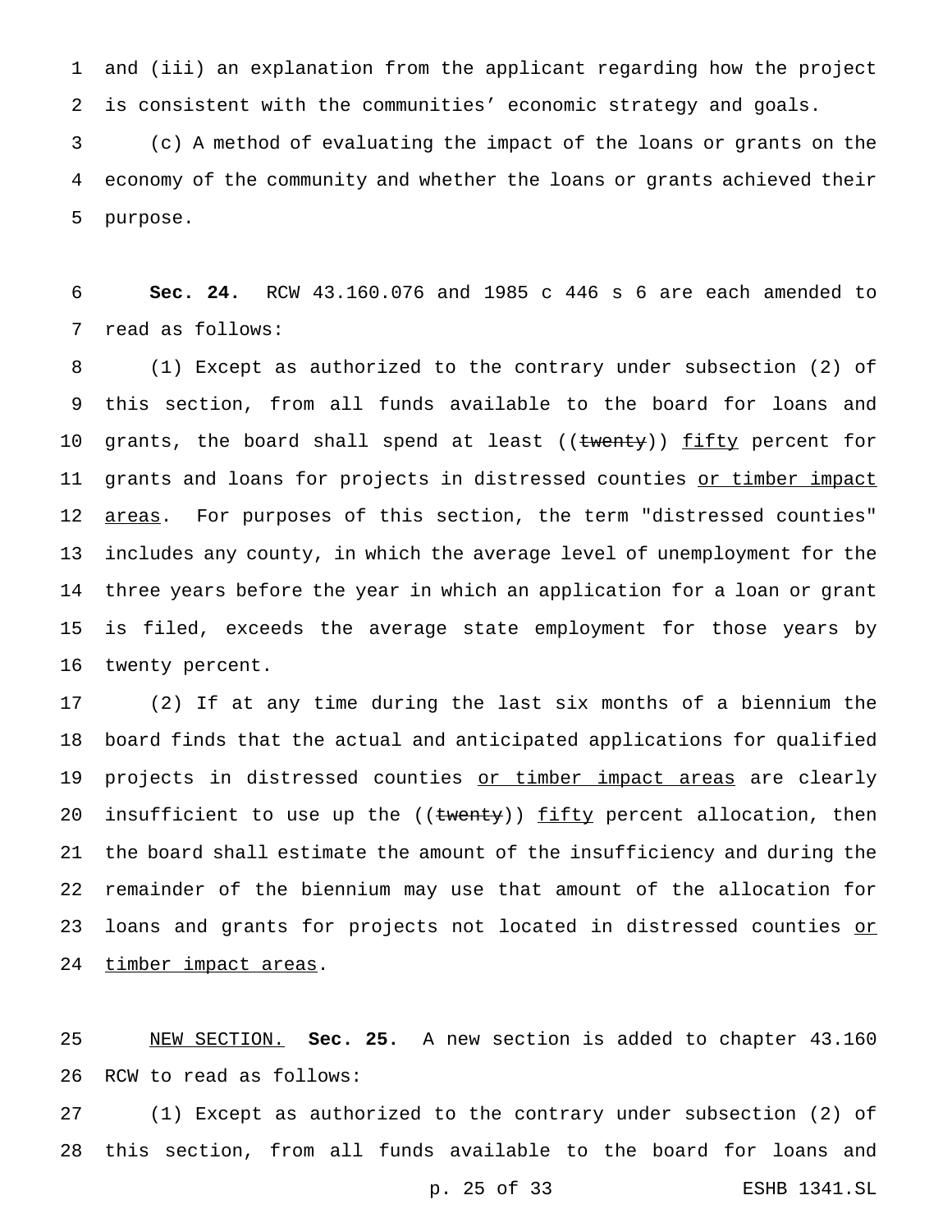and (iii) an explanation from the applicant regarding how the project is consistent with the communities' economic strategy and goals.

(c) A method of evaluating the impact of the loans or grants on the economy of the community and whether the loans or grants achieved their purpose.

**Sec. 24.** RCW 43.160.076 and 1985 c 446 s 6 are each amended to read as follows:

(1) Except as authorized to the contrary under subsection (2) of this section, from all funds available to the board for loans and grants, the board shall spend at least ((~~twenty~~)) fifty percent for grants and loans for projects in distressed counties or timber impact areas. For purposes of this section, the term "distressed counties" includes any county, in which the average level of unemployment for the three years before the year in which an application for a loan or grant is filed, exceeds the average state employment for those years by twenty percent.

(2) If at any time during the last six months of a biennium the board finds that the actual and anticipated applications for qualified projects in distressed counties or timber impact areas are clearly insufficient to use up the ((~~twenty~~)) fifty percent allocation, then the board shall estimate the amount of the insufficiency and during the remainder of the biennium may use that amount of the allocation for loans and grants for projects not located in distressed counties or timber impact areas.

NEW SECTION. **Sec. 25.** A new section is added to chapter 43.160 RCW to read as follows:

(1) Except as authorized to the contrary under subsection (2) of this section, from all funds available to the board for loans and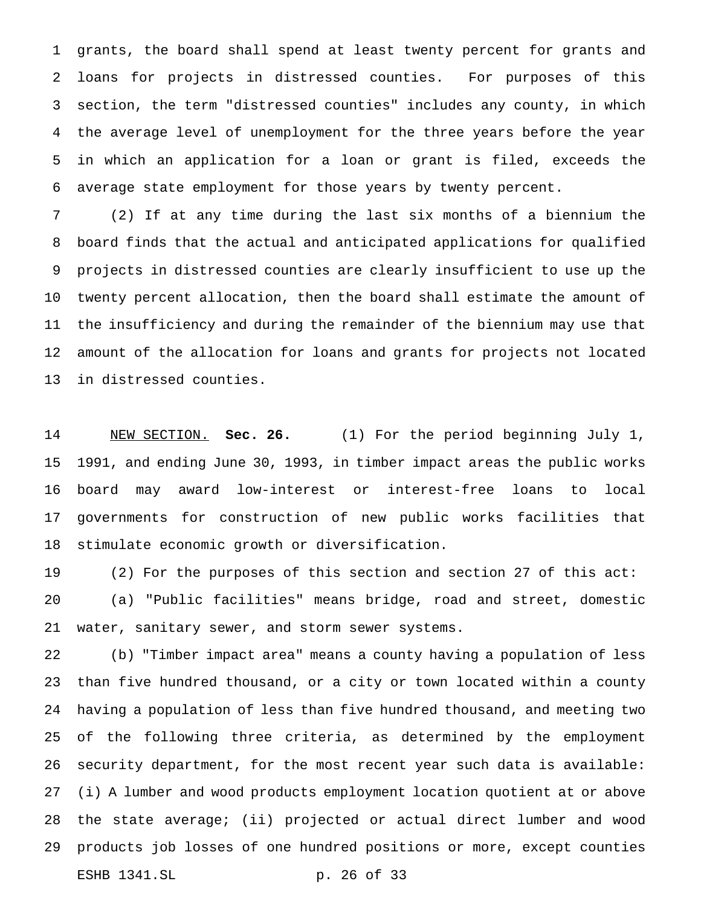grants, the board shall spend at least twenty percent for grants and loans for projects in distressed counties. For purposes of this section, the term "distressed counties" includes any county, in which the average level of unemployment for the three years before the year in which an application for a loan or grant is filed, exceeds the average state employment for those years by twenty percent.

(2) If at any time during the last six months of a biennium the board finds that the actual and anticipated applications for qualified projects in distressed counties are clearly insufficient to use up the twenty percent allocation, then the board shall estimate the amount of the insufficiency and during the remainder of the biennium may use that amount of the allocation for loans and grants for projects not located in distressed counties.

NEW SECTION. **Sec. 26.** (1) For the period beginning July 1, 1991, and ending June 30, 1993, in timber impact areas the public works board may award low-interest or interest-free loans to local governments for construction of new public works facilities that stimulate economic growth or diversification.

(2) For the purposes of this section and section 27 of this act:

(a) "Public facilities" means bridge, road and street, domestic water, sanitary sewer, and storm sewer systems.

(b) "Timber impact area" means a county having a population of less than five hundred thousand, or a city or town located within a county having a population of less than five hundred thousand, and meeting two of the following three criteria, as determined by the employment security department, for the most recent year such data is available: (i) A lumber and wood products employment location quotient at or above the state average; (ii) projected or actual direct lumber and wood products job losses of one hundred positions or more, except counties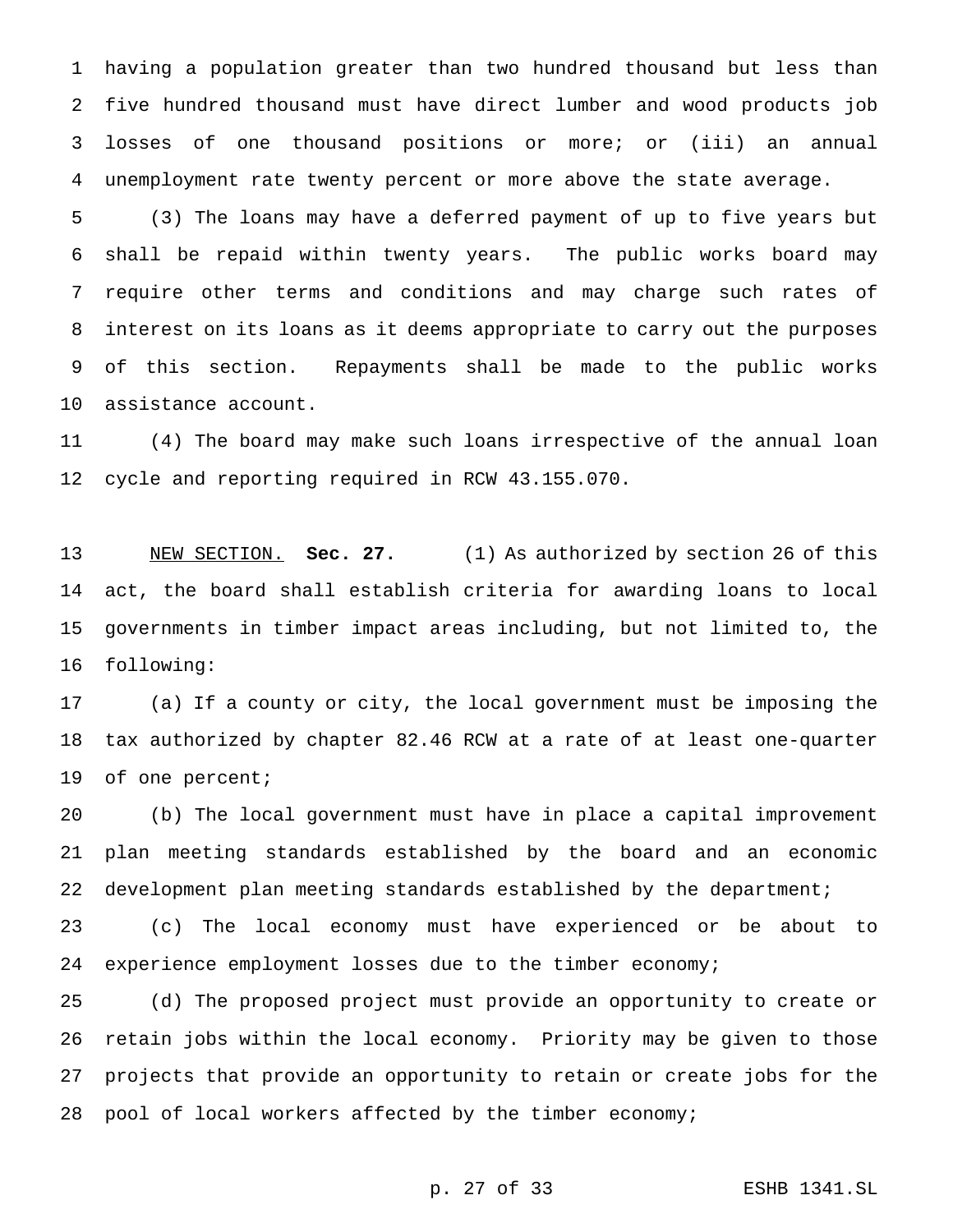having a population greater than two hundred thousand but less than five hundred thousand must have direct lumber and wood products job losses of one thousand positions or more; or (iii) an annual unemployment rate twenty percent or more above the state average.

(3) The loans may have a deferred payment of up to five years but shall be repaid within twenty years. The public works board may require other terms and conditions and may charge such rates of interest on its loans as it deems appropriate to carry out the purposes of this section. Repayments shall be made to the public works assistance account.

(4) The board may make such loans irrespective of the annual loan cycle and reporting required in RCW 43.155.070.

NEW SECTION. **Sec. 27.** (1) As authorized by section 26 of this act, the board shall establish criteria for awarding loans to local governments in timber impact areas including, but not limited to, the following:

(a) If a county or city, the local government must be imposing the tax authorized by chapter 82.46 RCW at a rate of at least one-quarter of one percent;

(b) The local government must have in place a capital improvement plan meeting standards established by the board and an economic development plan meeting standards established by the department;

(c) The local economy must have experienced or be about to experience employment losses due to the timber economy;

(d) The proposed project must provide an opportunity to create or retain jobs within the local economy. Priority may be given to those projects that provide an opportunity to retain or create jobs for the pool of local workers affected by the timber economy;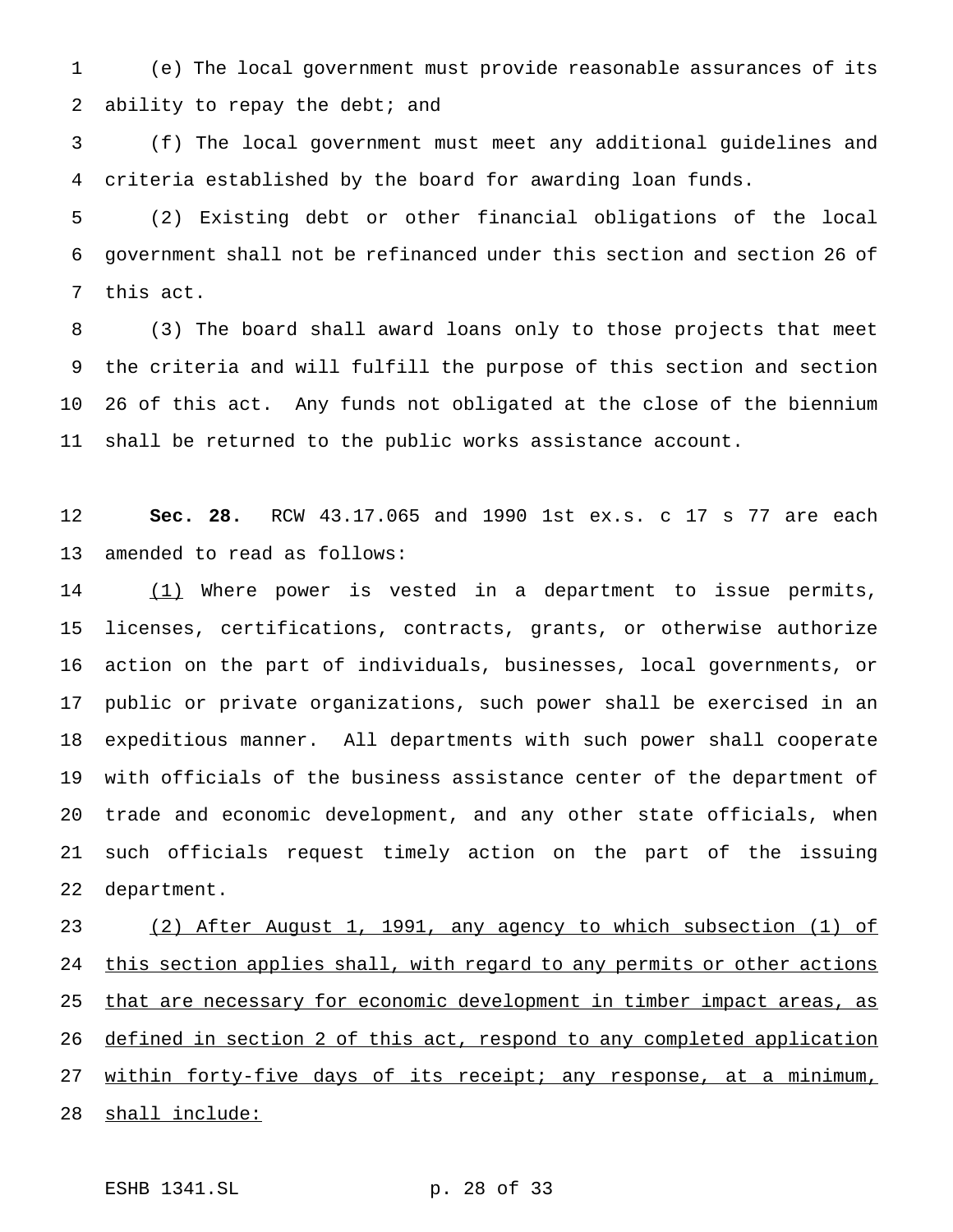(e) The local government must provide reasonable assurances of its ability to repay the debt; and

(f) The local government must meet any additional guidelines and criteria established by the board for awarding loan funds.

(2) Existing debt or other financial obligations of the local government shall not be refinanced under this section and section 26 of this act.

(3) The board shall award loans only to those projects that meet the criteria and will fulfill the purpose of this section and section 26 of this act. Any funds not obligated at the close of the biennium shall be returned to the public works assistance account.

**Sec. 28.** RCW 43.17.065 and 1990 1st ex.s. c 17 s 77 are each amended to read as follows:

<u>(1)</u> Where power is vested in a department to issue permits, licenses, certifications, contracts, grants, or otherwise authorize action on the part of individuals, businesses, local governments, or public or private organizations, such power shall be exercised in an expeditious manner. All departments with such power shall cooperate with officials of the business assistance center of the department of trade and economic development, and any other state officials, when such officials request timely action on the part of the issuing department.

<u>(2) After August 1, 1991, any agency to which subsection (1) of this section applies shall, with regard to any permits or other actions that are necessary for economic development in timber impact areas, as defined in section 2 of this act, respond to any completed application within forty-five days of its receipt; any response, at a minimum, shall include:</u>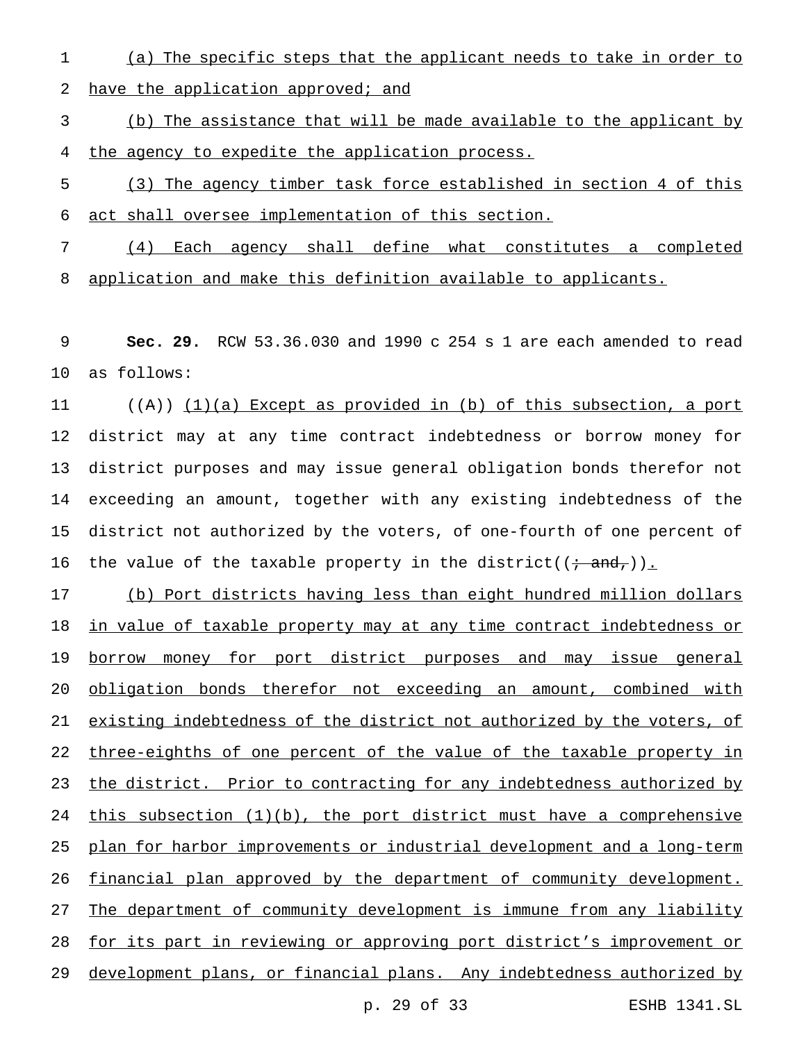(a) The specific steps that the applicant needs to take in order to have the application approved; and

(b) The assistance that will be made available to the applicant by the agency to expedite the application process.

(3) The agency timber task force established in section 4 of this act shall oversee implementation of this section.

(4) Each agency shall define what constitutes a completed application and make this definition available to applicants.

**Sec. 29.** RCW 53.36.030 and 1990 c 254 s 1 are each amended to read as follows:

((A)) (1)(a) Except as provided in (b) of this subsection, a port district may at any time contract indebtedness or borrow money for district purposes and may issue general obligation bonds therefor not exceeding an amount, together with any existing indebtedness of the district not authorized by the voters, of one-fourth of one percent of the value of the taxable property in the district((~~; and,~~)).

(b) Port districts having less than eight hundred million dollars in value of taxable property may at any time contract indebtedness or borrow money for port district purposes and may issue general obligation bonds therefor not exceeding an amount, combined with existing indebtedness of the district not authorized by the voters, of three-eighths of one percent of the value of the taxable property in the district. Prior to contracting for any indebtedness authorized by this subsection (1)(b), the port district must have a comprehensive plan for harbor improvements or industrial development and a long-term financial plan approved by the department of community development. The department of community development is immune from any liability for its part in reviewing or approving port district's improvement or development plans, or financial plans. Any indebtedness authorized by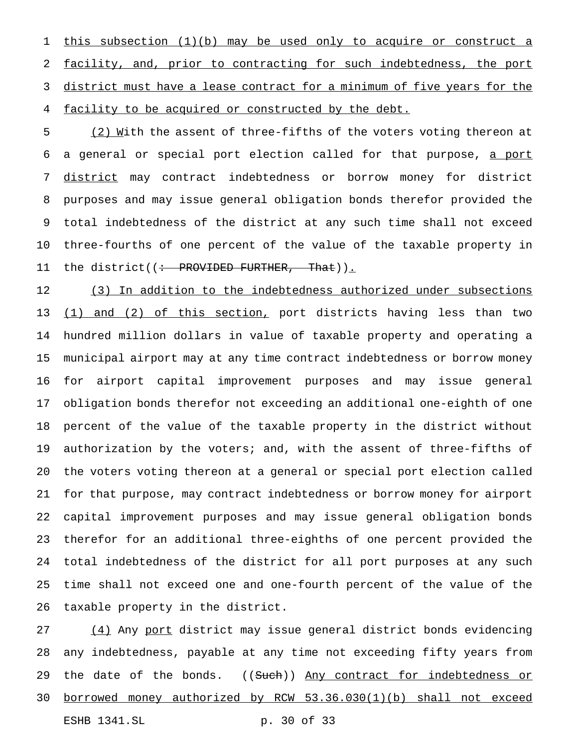this subsection (1)(b) may be used only to acquire or construct a facility, and, prior to contracting for such indebtedness, the port district must have a lease contract for a minimum of five years for the facility to be acquired or constructed by the debt.

(2) With the assent of three-fifths of the voters voting thereon at a general or special port election called for that purpose, a port district may contract indebtedness or borrow money for district purposes and may issue general obligation bonds therefor provided the total indebtedness of the district at any such time shall not exceed three-fourths of one percent of the value of the taxable property in the district((~~: PROVIDED FURTHER, That~~)).

(3) In addition to the indebtedness authorized under subsections (1) and (2) of this section, port districts having less than two hundred million dollars in value of taxable property and operating a municipal airport may at any time contract indebtedness or borrow money for airport capital improvement purposes and may issue general obligation bonds therefor not exceeding an additional one-eighth of one percent of the value of the taxable property in the district without authorization by the voters; and, with the assent of three-fifths of the voters voting thereon at a general or special port election called for that purpose, may contract indebtedness or borrow money for airport capital improvement purposes and may issue general obligation bonds therefor for an additional three-eighths of one percent provided the total indebtedness of the district for all port purposes at any such time shall not exceed one and one-fourth percent of the value of the taxable property in the district.

(4) Any port district may issue general district bonds evidencing any indebtedness, payable at any time not exceeding fifty years from the date of the bonds. ((~~Such~~)) Any contract for indebtedness or borrowed money authorized by RCW 53.36.030(1)(b) shall not exceed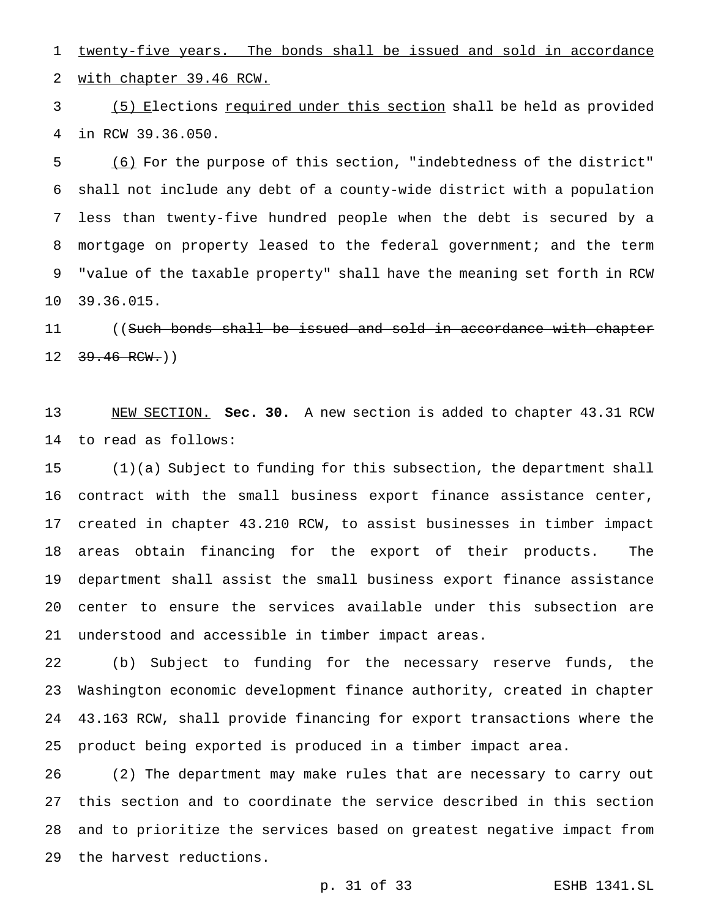twenty-five years. The bonds shall be issued and sold in accordance with chapter 39.46 RCW.

(5) Elections required under this section shall be held as provided in RCW 39.36.050.

(6) For the purpose of this section, "indebtedness of the district" shall not include any debt of a county-wide district with a population less than twenty-five hundred people when the debt is secured by a mortgage on property leased to the federal government; and the term "value of the taxable property" shall have the meaning set forth in RCW 39.36.015.

((~~Such bonds shall be issued and sold in accordance with chapter 39.46 RCW.~~))

NEW SECTION. **Sec. 30.** A new section is added to chapter 43.31 RCW to read as follows:

(1)(a) Subject to funding for this subsection, the department shall contract with the small business export finance assistance center, created in chapter 43.210 RCW, to assist businesses in timber impact areas obtain financing for the export of their products. The department shall assist the small business export finance assistance center to ensure the services available under this subsection are understood and accessible in timber impact areas.

(b) Subject to funding for the necessary reserve funds, the Washington economic development finance authority, created in chapter 43.163 RCW, shall provide financing for export transactions where the product being exported is produced in a timber impact area.

(2) The department may make rules that are necessary to carry out this section and to coordinate the service described in this section and to prioritize the services based on greatest negative impact from the harvest reductions.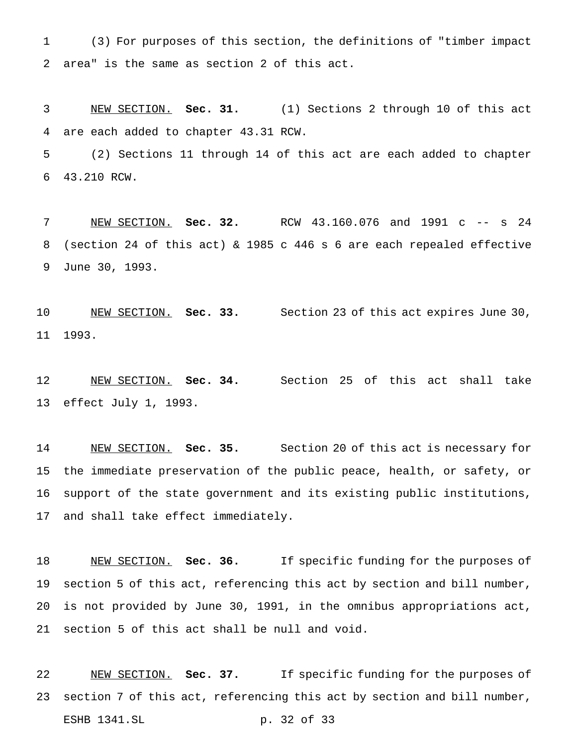(3) For purposes of this section, the definitions of "timber impact area" is the same as section 2 of this act.

NEW SECTION. **Sec. 31.** (1) Sections 2 through 10 of this act are each added to chapter 43.31 RCW.

(2) Sections 11 through 14 of this act are each added to chapter 43.210 RCW.

NEW SECTION. **Sec. 32.** RCW 43.160.076 and 1991 c -- s 24 (section 24 of this act) & 1985 c 446 s 6 are each repealed effective June 30, 1993.

NEW SECTION. **Sec. 33.** Section 23 of this act expires June 30, 1993.

NEW SECTION. **Sec. 34.** Section 25 of this act shall take effect July 1, 1993.

NEW SECTION. **Sec. 35.** Section 20 of this act is necessary for the immediate preservation of the public peace, health, or safety, or support of the state government and its existing public institutions, and shall take effect immediately.

NEW SECTION. **Sec. 36.** If specific funding for the purposes of section 5 of this act, referencing this act by section and bill number, is not provided by June 30, 1991, in the omnibus appropriations act, section 5 of this act shall be null and void.

NEW SECTION. **Sec. 37.** If specific funding for the purposes of section 7 of this act, referencing this act by section and bill number,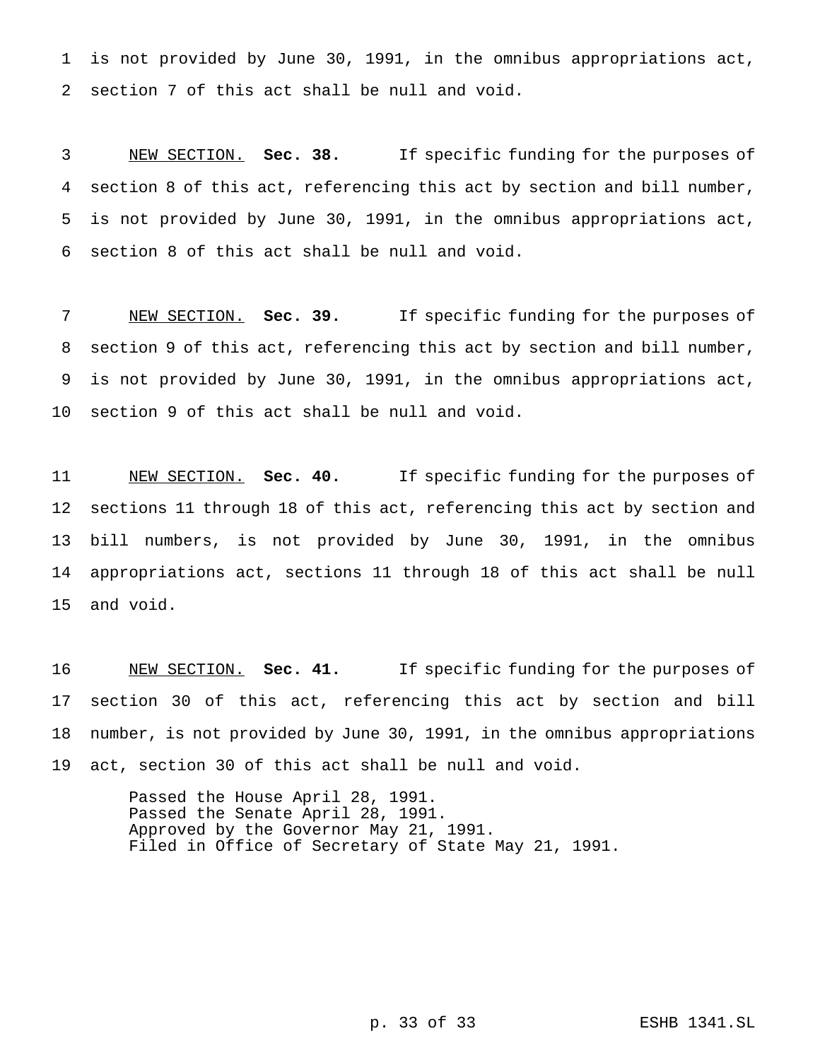is not provided by June 30, 1991, in the omnibus appropriations act, section 7 of this act shall be null and void.

NEW SECTION. **Sec. 38.** If specific funding for the purposes of section 8 of this act, referencing this act by section and bill number, is not provided by June 30, 1991, in the omnibus appropriations act, section 8 of this act shall be null and void.

NEW SECTION. **Sec. 39.** If specific funding for the purposes of section 9 of this act, referencing this act by section and bill number, is not provided by June 30, 1991, in the omnibus appropriations act, section 9 of this act shall be null and void.

NEW SECTION. **Sec. 40.** If specific funding for the purposes of sections 11 through 18 of this act, referencing this act by section and bill numbers, is not provided by June 30, 1991, in the omnibus appropriations act, sections 11 through 18 of this act shall be null and void.

NEW SECTION. **Sec. 41.** If specific funding for the purposes of section 30 of this act, referencing this act by section and bill number, is not provided by June 30, 1991, in the omnibus appropriations act, section 30 of this act shall be null and void.

Passed the House April 28, 1991.
Passed the Senate April 28, 1991.
Approved by the Governor May 21, 1991.
Filed in Office of Secretary of State May 21, 1991.